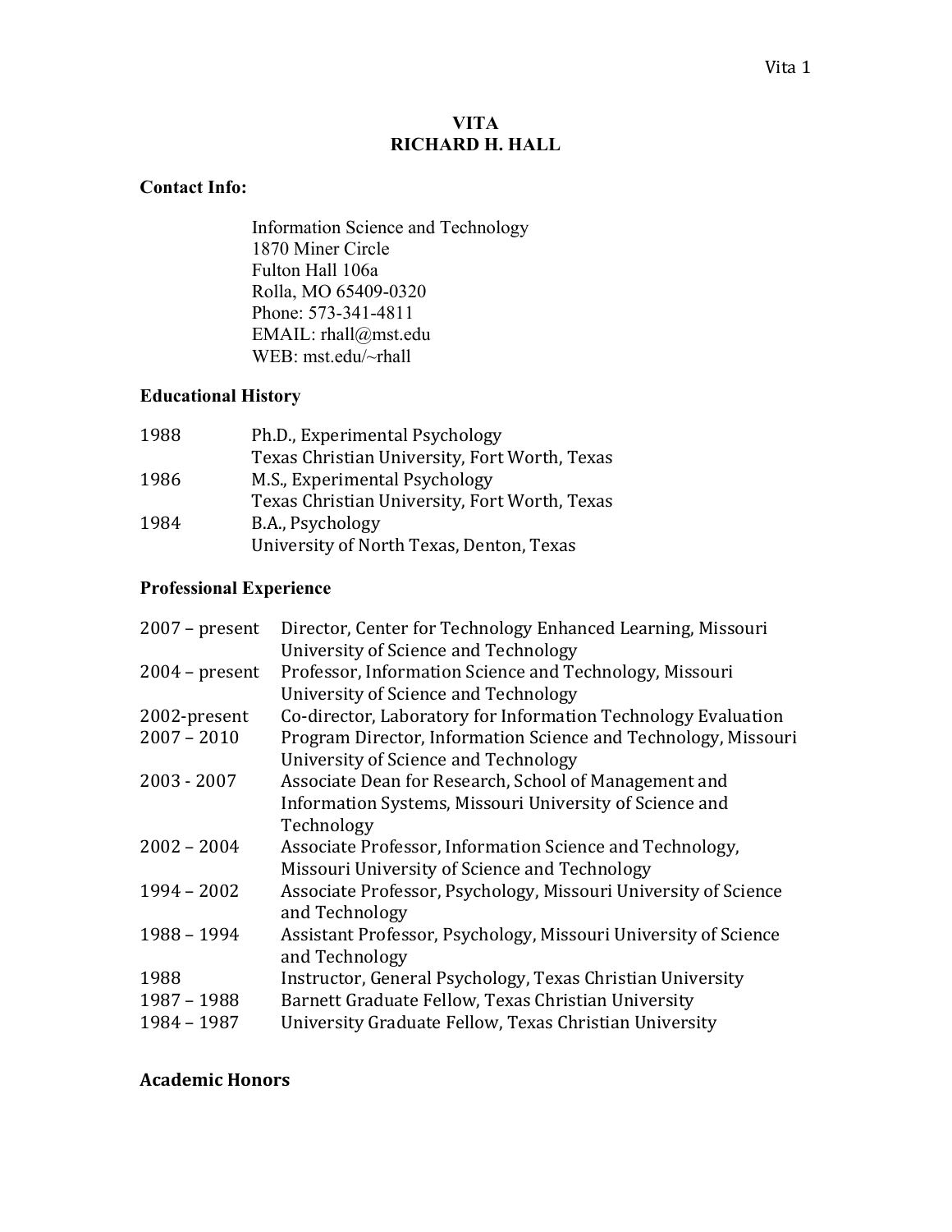# VITA
# RICHARD H. HALL

## Contact Info:

Information Science and Technology
1870 Miner Circle
Fulton Hall 106a
Rolla, MO 65409-0320
Phone: 573-341-4811
EMAIL: rhall@mst.edu
WEB: mst.edu/~rhall

## Educational History

| | |
|---|---|
| 1988 | Ph.D., Experimental Psychology<br>Texas Christian University, Fort Worth, Texas |
| 1986 | M.S., Experimental Psychology<br>Texas Christian University, Fort Worth, Texas |
| 1984 | B.A., Psychology<br>University of North Texas, Denton, Texas |

## Professional Experience

| | |
|---|---|
| 2007 – present | Director, Center for Technology Enhanced Learning, Missouri University of Science and Technology |
| 2004 – present | Professor, Information Science and Technology, Missouri University of Science and Technology |
| 2002-present | Co-director, Laboratory for Information Technology Evaluation |
| 2007 – 2010 | Program Director, Information Science and Technology, Missouri University of Science and Technology |
| 2003 - 2007 | Associate Dean for Research, School of Management and Information Systems, Missouri University of Science and Technology |
| 2002 – 2004 | Associate Professor, Information Science and Technology, Missouri University of Science and Technology |
| 1994 – 2002 | Associate Professor, Psychology, Missouri University of Science and Technology |
| 1988 – 1994 | Assistant Professor, Psychology, Missouri University of Science and Technology |
| 1988 | Instructor, General Psychology, Texas Christian University |
| 1987 – 1988 | Barnett Graduate Fellow, Texas Christian University |
| 1984 – 1987 | University Graduate Fellow, Texas Christian University |

## Academic Honors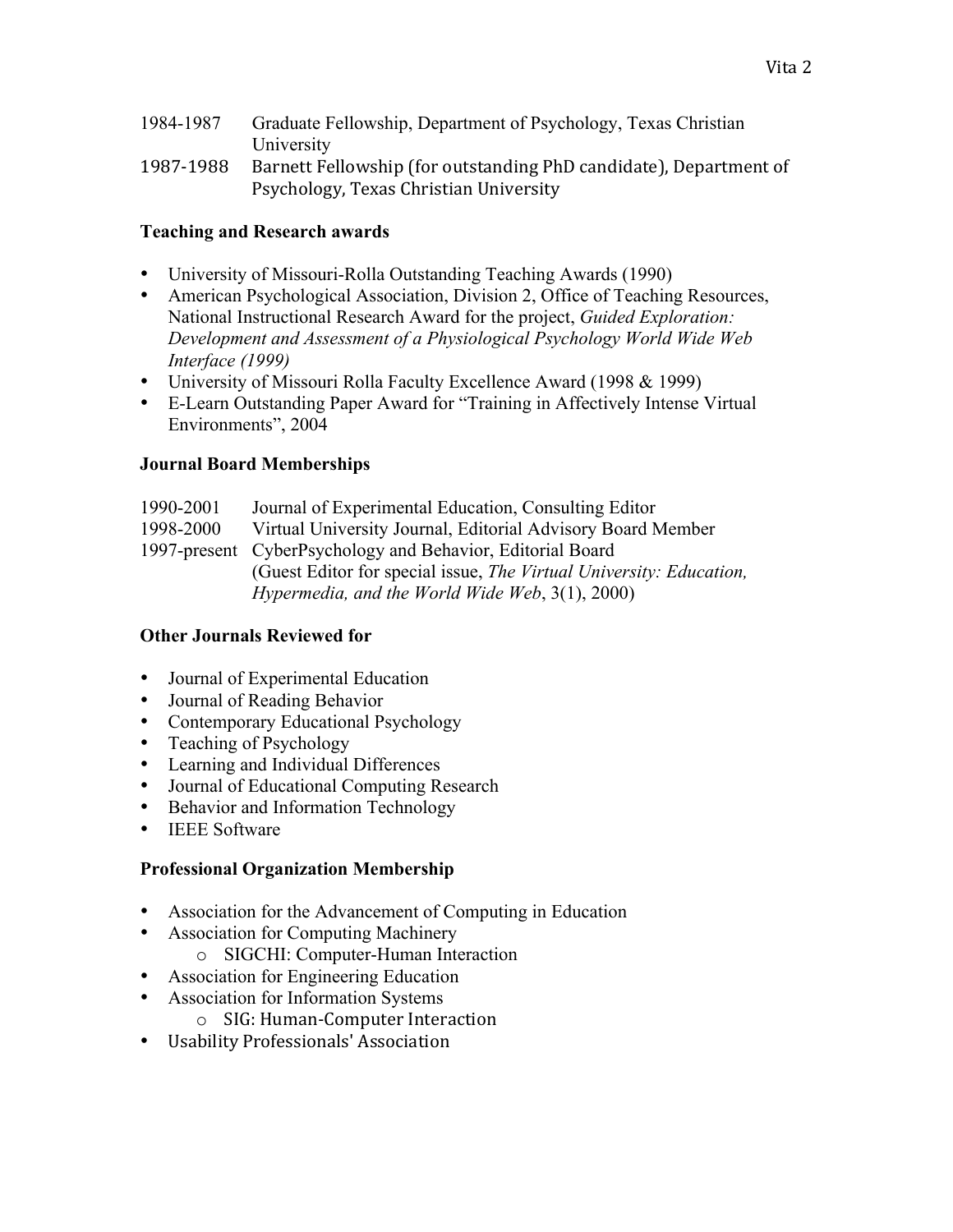1984-1987 Graduate Fellowship, Department of Psychology, Texas Christian University

1987-1988 Barnett Fellowship (for outstanding PhD candidate), Department of Psychology, Texas Christian University

**Teaching and Research awards**

- University of Missouri-Rolla Outstanding Teaching Awards (1990)
- American Psychological Association, Division 2, Office of Teaching Resources, National Instructional Research Award for the project, *Guided Exploration: Development and Assessment of a Physiological Psychology World Wide Web Interface (1999)*
- University of Missouri Rolla Faculty Excellence Award (1998 & 1999)
- E-Learn Outstanding Paper Award for "Training in Affectively Intense Virtual Environments", 2004

**Journal Board Memberships**

1990-2001 Journal of Experimental Education, Consulting Editor

1998-2000 Virtual University Journal, Editorial Advisory Board Member

1997-present CyberPsychology and Behavior, Editorial Board
(Guest Editor for special issue, *The Virtual University: Education, Hypermedia, and the World Wide Web*, 3(1), 2000)

**Other Journals Reviewed for**

- Journal of Experimental Education
- Journal of Reading Behavior
- Contemporary Educational Psychology
- Teaching of Psychology
- Learning and Individual Differences
- Journal of Educational Computing Research
- Behavior and Information Technology
- IEEE Software

**Professional Organization Membership**

- Association for the Advancement of Computing in Education
- Association for Computing Machinery
  - SIGCHI: Computer-Human Interaction
- Association for Engineering Education
- Association for Information Systems
  - SIG: Human-Computer Interaction
- Usability Professionals' Association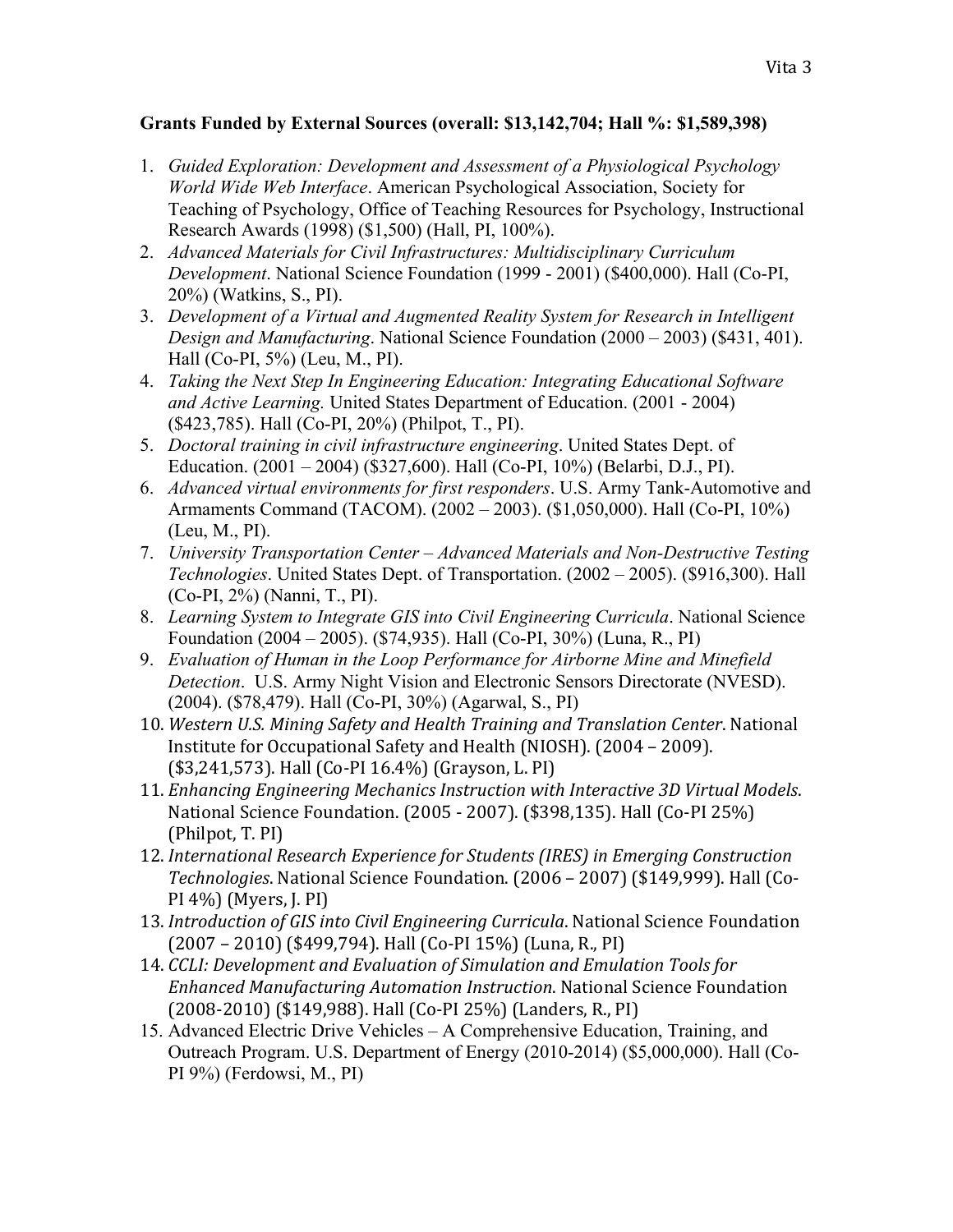**Grants Funded by External Sources (overall: $13,142,704; Hall %: $1,589,398)**

1. *Guided Exploration: Development and Assessment of a Physiological Psychology World Wide Web Interface*. American Psychological Association, Society for Teaching of Psychology, Office of Teaching Resources for Psychology, Instructional Research Awards (1998) ($1,500) (Hall, PI, 100%).
2. *Advanced Materials for Civil Infrastructures: Multidisciplinary Curriculum Development*. National Science Foundation (1999 - 2001) ($400,000). Hall (Co-PI, 20%) (Watkins, S., PI).
3. *Development of a Virtual and Augmented Reality System for Research in Intelligent Design and Manufacturing*. National Science Foundation (2000 – 2003) ($431, 401). Hall (Co-PI, 5%) (Leu, M., PI).
4. *Taking the Next Step In Engineering Education: Integrating Educational Software and Active Learning.* United States Department of Education. (2001 - 2004) ($423,785). Hall (Co-PI, 20%) (Philpot, T., PI).
5. *Doctoral training in civil infrastructure engineering*. United States Dept. of Education. (2001 – 2004) ($327,600). Hall (Co-PI, 10%) (Belarbi, D.J., PI).
6. *Advanced virtual environments for first responders*. U.S. Army Tank-Automotive and Armaments Command (TACOM). (2002 – 2003). ($1,050,000). Hall (Co-PI, 10%) (Leu, M., PI).
7. *University Transportation Center – Advanced Materials and Non-Destructive Testing Technologies*. United States Dept. of Transportation. (2002 – 2005). ($916,300). Hall (Co-PI, 2%) (Nanni, T., PI).
8. *Learning System to Integrate GIS into Civil Engineering Curricula*. National Science Foundation (2004 – 2005). ($74,935). Hall (Co-PI, 30%) (Luna, R., PI)
9. *Evaluation of Human in the Loop Performance for Airborne Mine and Minefield Detection*. U.S. Army Night Vision and Electronic Sensors Directorate (NVESD). (2004). ($78,479). Hall (Co-PI, 30%) (Agarwal, S., PI)
10. *Western U.S. Mining Safety and Health Training and Translation Center*. National Institute for Occupational Safety and Health (NIOSH). (2004 – 2009). ($3,241,573). Hall (Co-PI 16.4%) (Grayson, L. PI)
11. *Enhancing Engineering Mechanics Instruction with Interactive 3D Virtual Models*. National Science Foundation. (2005 - 2007). ($398,135). Hall (Co-PI 25%) (Philpot, T. PI)
12. *International Research Experience for Students (IRES) in Emerging Construction Technologies*. National Science Foundation. (2006 – 2007) ($149,999). Hall (Co-PI 4%) (Myers, J. PI)
13. *Introduction of GIS into Civil Engineering Curricula*. National Science Foundation (2007 – 2010) ($499,794). Hall (Co-PI 15%) (Luna, R., PI)
14. *CCLI: Development and Evaluation of Simulation and Emulation Tools for Enhanced Manufacturing Automation Instruction*. National Science Foundation (2008-2010) ($149,988). Hall (Co-PI 25%) (Landers, R., PI)
15. Advanced Electric Drive Vehicles – A Comprehensive Education, Training, and Outreach Program. U.S. Department of Energy (2010-2014) ($5,000,000). Hall (Co-PI 9%) (Ferdowsi, M., PI)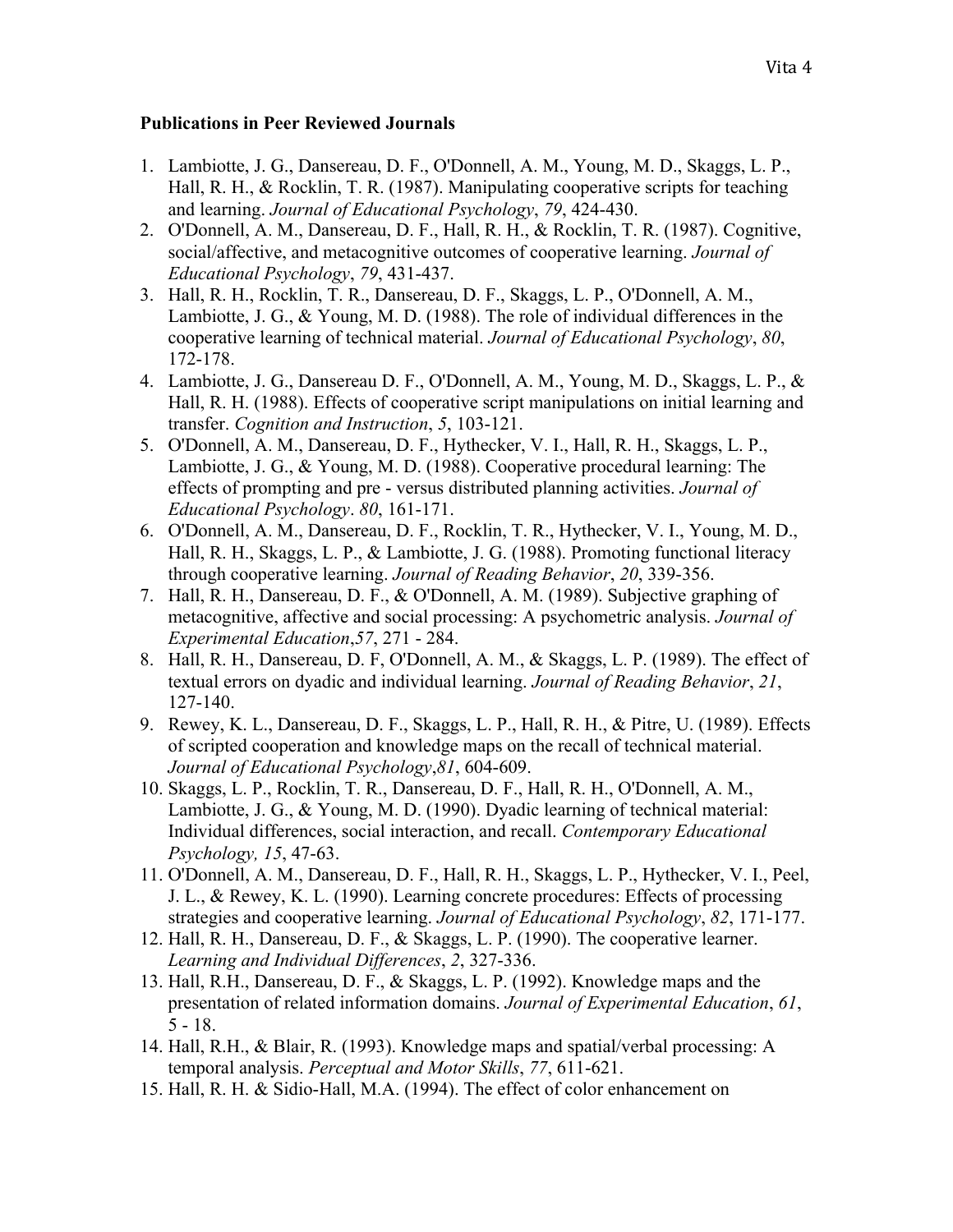**Publications in Peer Reviewed Journals**

1. Lambiotte, J. G., Dansereau, D. F., O'Donnell, A. M., Young, M. D., Skaggs, L. P., Hall, R. H., & Rocklin, T. R. (1987). Manipulating cooperative scripts for teaching and learning. *Journal of Educational Psychology*, *79*, 424-430.
2. O'Donnell, A. M., Dansereau, D. F., Hall, R. H., & Rocklin, T. R. (1987). Cognitive, social/affective, and metacognitive outcomes of cooperative learning. *Journal of Educational Psychology*, *79*, 431-437.
3. Hall, R. H., Rocklin, T. R., Dansereau, D. F., Skaggs, L. P., O'Donnell, A. M., Lambiotte, J. G., & Young, M. D. (1988). The role of individual differences in the cooperative learning of technical material. *Journal of Educational Psychology*, *80*, 172-178.
4. Lambiotte, J. G., Dansereau D. F., O'Donnell, A. M., Young, M. D., Skaggs, L. P., & Hall, R. H. (1988). Effects of cooperative script manipulations on initial learning and transfer. *Cognition and Instruction*, *5*, 103-121.
5. O'Donnell, A. M., Dansereau, D. F., Hythecker, V. I., Hall, R. H., Skaggs, L. P., Lambiotte, J. G., & Young, M. D. (1988). Cooperative procedural learning: The effects of prompting and pre - versus distributed planning activities. *Journal of Educational Psychology*. *80*, 161-171.
6. O'Donnell, A. M., Dansereau, D. F., Rocklin, T. R., Hythecker, V. I., Young, M. D., Hall, R. H., Skaggs, L. P., & Lambiotte, J. G. (1988). Promoting functional literacy through cooperative learning. *Journal of Reading Behavior*, *20*, 339-356.
7. Hall, R. H., Dansereau, D. F., & O'Donnell, A. M. (1989). Subjective graphing of metacognitive, affective and social processing: A psychometric analysis. *Journal of Experimental Education*,*57*, 271 - 284.
8. Hall, R. H., Dansereau, D. F, O'Donnell, A. M., & Skaggs, L. P. (1989). The effect of textual errors on dyadic and individual learning. *Journal of Reading Behavior*, *21*, 127-140.
9. Rewey, K. L., Dansereau, D. F., Skaggs, L. P., Hall, R. H., & Pitre, U. (1989). Effects of scripted cooperation and knowledge maps on the recall of technical material. *Journal of Educational Psychology*,*81*, 604-609.
10. Skaggs, L. P., Rocklin, T. R., Dansereau, D. F., Hall, R. H., O'Donnell, A. M., Lambiotte, J. G., & Young, M. D. (1990). Dyadic learning of technical material: Individual differences, social interaction, and recall. *Contemporary Educational Psychology, 15*, 47-63.
11. O'Donnell, A. M., Dansereau, D. F., Hall, R. H., Skaggs, L. P., Hythecker, V. I., Peel, J. L., & Rewey, K. L. (1990). Learning concrete procedures: Effects of processing strategies and cooperative learning. *Journal of Educational Psychology*, *82*, 171-177.
12. Hall, R. H., Dansereau, D. F., & Skaggs, L. P. (1990). The cooperative learner. *Learning and Individual Differences*, *2*, 327-336.
13. Hall, R.H., Dansereau, D. F., & Skaggs, L. P. (1992). Knowledge maps and the presentation of related information domains. *Journal of Experimental Education*, *61*, 5 - 18.
14. Hall, R.H., & Blair, R. (1993). Knowledge maps and spatial/verbal processing: A temporal analysis. *Perceptual and Motor Skills*, *77*, 611-621.
15. Hall, R. H. & Sidio-Hall, M.A. (1994). The effect of color enhancement on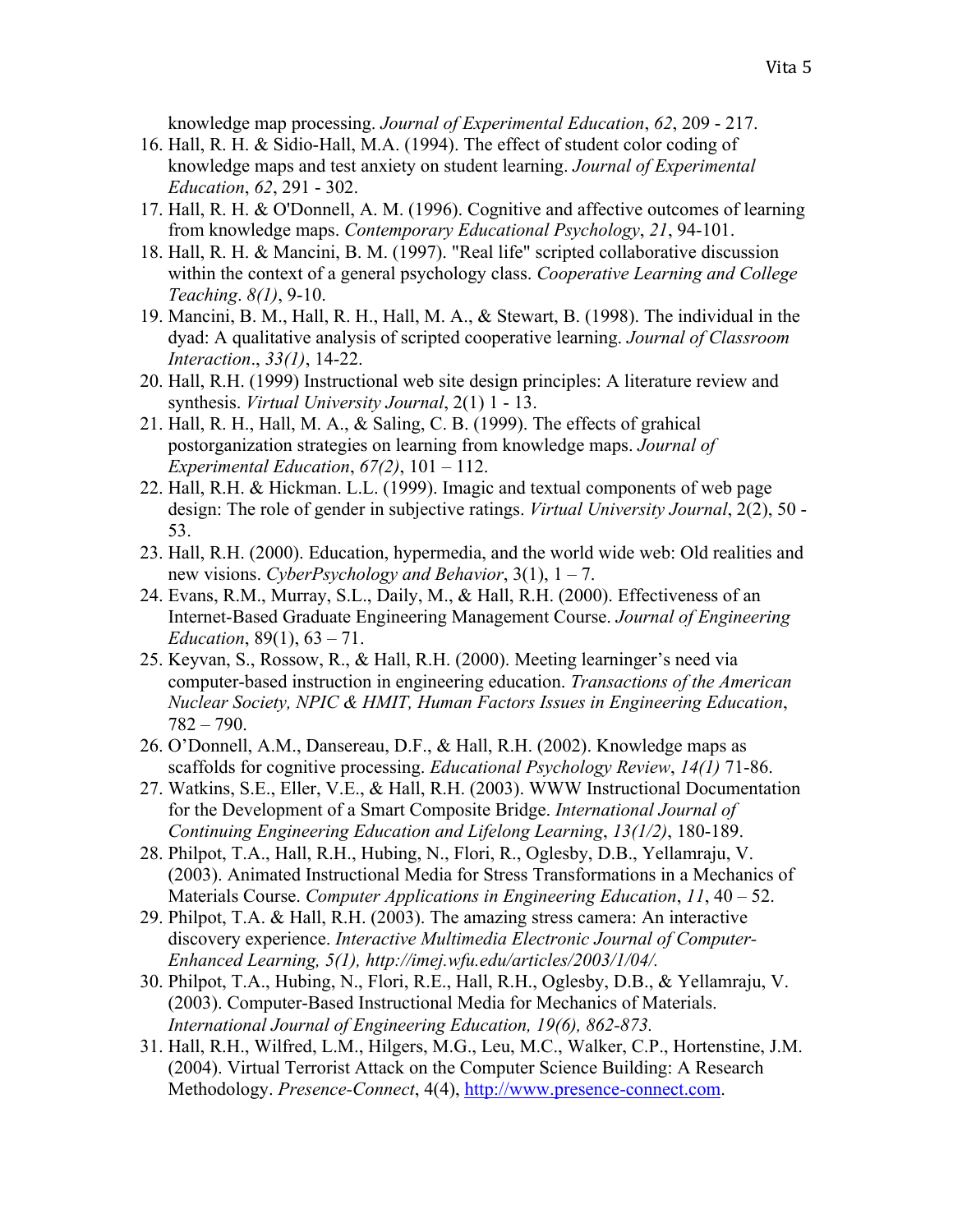knowledge map processing. *Journal of Experimental Education*, *62*, 209 - 217.

16. Hall, R. H. & Sidio-Hall, M.A. (1994). The effect of student color coding of knowledge maps and test anxiety on student learning. *Journal of Experimental Education*, *62*, 291 - 302.
17. Hall, R. H. & O'Donnell, A. M. (1996). Cognitive and affective outcomes of learning from knowledge maps. *Contemporary Educational Psychology*, *21*, 94-101.
18. Hall, R. H. & Mancini, B. M. (1997). "Real life" scripted collaborative discussion within the context of a general psychology class. *Cooperative Learning and College Teaching*. *8(1)*, 9-10.
19. Mancini, B. M., Hall, R. H., Hall, M. A., & Stewart, B. (1998). The individual in the dyad: A qualitative analysis of scripted cooperative learning. *Journal of Classroom Interaction*., *33(1)*, 14-22.
20. Hall, R.H. (1999) Instructional web site design principles: A literature review and synthesis. *Virtual University Journal*, 2(1) 1 - 13.
21. Hall, R. H., Hall, M. A., & Saling, C. B. (1999). The effects of grahical postorganization strategies on learning from knowledge maps. *Journal of Experimental Education*, *67(2)*, 101 – 112.
22. Hall, R.H. & Hickman. L.L. (1999). Imagic and textual components of web page design: The role of gender in subjective ratings. *Virtual University Journal*, 2(2), 50 - 53.
23. Hall, R.H. (2000). Education, hypermedia, and the world wide web: Old realities and new visions. *CyberPsychology and Behavior*, 3(1), 1 – 7.
24. Evans, R.M., Murray, S.L., Daily, M., & Hall, R.H. (2000). Effectiveness of an Internet-Based Graduate Engineering Management Course. *Journal of Engineering Education*, 89(1), 63 – 71.
25. Keyvan, S., Rossow, R., & Hall, R.H. (2000). Meeting learninger's need via computer-based instruction in engineering education. *Transactions of the American Nuclear Society, NPIC & HMIT, Human Factors Issues in Engineering Education*, 782 – 790.
26. O'Donnell, A.M., Dansereau, D.F., & Hall, R.H. (2002). Knowledge maps as scaffolds for cognitive processing. *Educational Psychology Review*, *14(1)* 71-86.
27. Watkins, S.E., Eller, V.E., & Hall, R.H. (2003). WWW Instructional Documentation for the Development of a Smart Composite Bridge. *International Journal of Continuing Engineering Education and Lifelong Learning*, *13(1/2)*, 180-189.
28. Philpot, T.A., Hall, R.H., Hubing, N., Flori, R., Oglesby, D.B., Yellamraju, V. (2003). Animated Instructional Media for Stress Transformations in a Mechanics of Materials Course. *Computer Applications in Engineering Education*, *11*, 40 – 52.
29. Philpot, T.A. & Hall, R.H. (2003). The amazing stress camera: An interactive discovery experience. *Interactive Multimedia Electronic Journal of Computer-Enhanced Learning, 5(1), http://imej.wfu.edu/articles/2003/1/04/.*
30. Philpot, T.A., Hubing, N., Flori, R.E., Hall, R.H., Oglesby, D.B., & Yellamraju, V. (2003). Computer-Based Instructional Media for Mechanics of Materials. *International Journal of Engineering Education, 19(6), 862-873.*
31. Hall, R.H., Wilfred, L.M., Hilgers, M.G., Leu, M.C., Walker, C.P., Hortenstine, J.M. (2004). Virtual Terrorist Attack on the Computer Science Building: A Research Methodology. *Presence-Connect*, 4(4), http://www.presence-connect.com.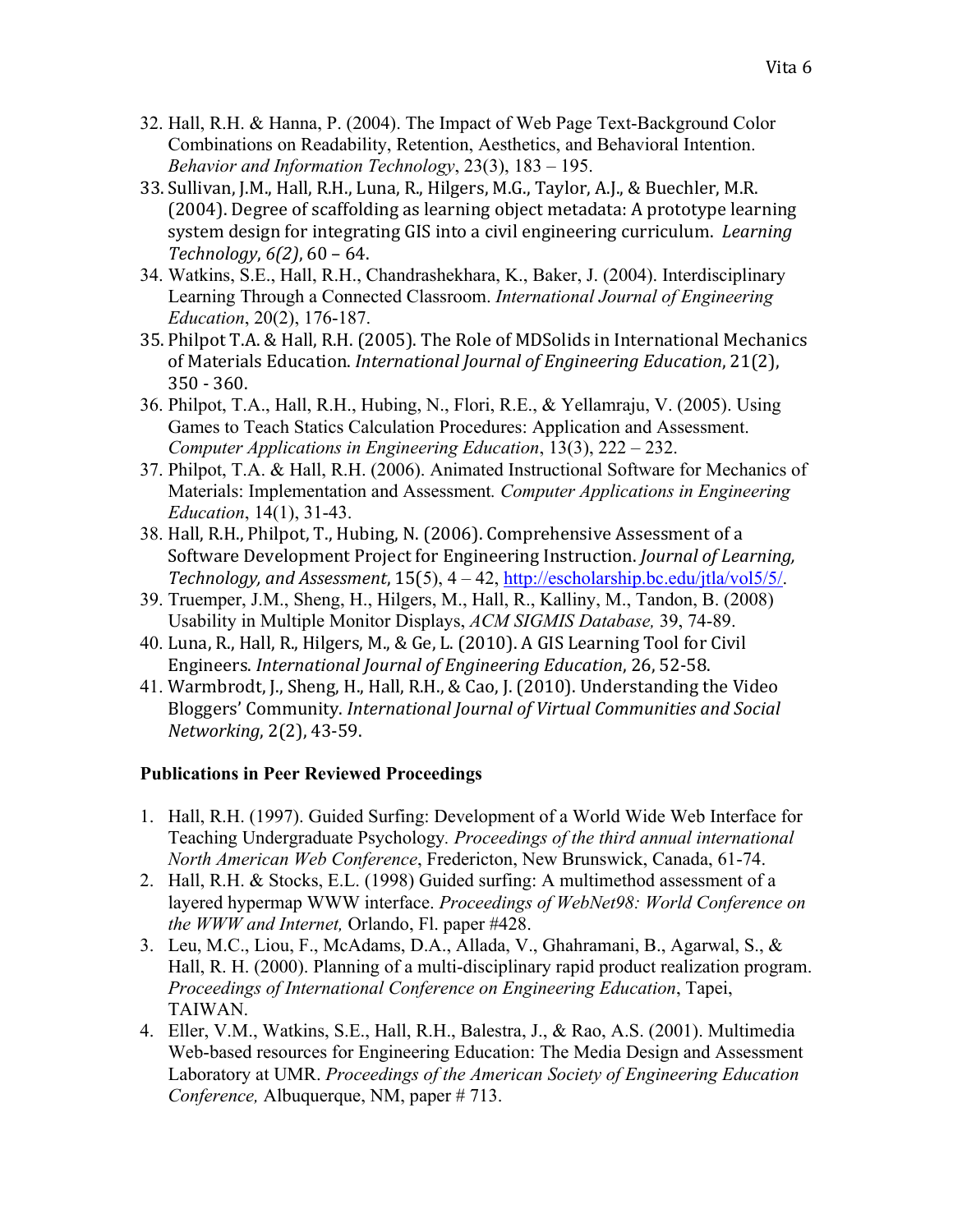32. Hall, R.H. & Hanna, P. (2004). The Impact of Web Page Text-Background Color Combinations on Readability, Retention, Aesthetics, and Behavioral Intention. *Behavior and Information Technology*, 23(3), 183 – 195.
33. Sullivan, J.M., Hall, R.H., Luna, R., Hilgers, M.G., Taylor, A.J., & Buechler, M.R. (2004). Degree of scaffolding as learning object metadata: A prototype learning system design for integrating GIS into a civil engineering curriculum. *Learning Technology*, *6(2)*, 60 – 64.
34. Watkins, S.E., Hall, R.H., Chandrashekhara, K., Baker, J. (2004). Interdisciplinary Learning Through a Connected Classroom. *International Journal of Engineering Education*, 20(2), 176-187.
35. Philpot T.A. & Hall, R.H. (2005). The Role of MDSolids in International Mechanics of Materials Education. *International Journal of Engineering Education*, 21(2), 350 - 360.
36. Philpot, T.A., Hall, R.H., Hubing, N., Flori, R.E., & Yellamraju, V. (2005). Using Games to Teach Statics Calculation Procedures: Application and Assessment. *Computer Applications in Engineering Education*, 13(3), 222 – 232.
37. Philpot, T.A. & Hall, R.H. (2006). Animated Instructional Software for Mechanics of Materials: Implementation and Assessment. *Computer Applications in Engineering Education*, 14(1), 31-43.
38. Hall, R.H., Philpot, T., Hubing, N. (2006). Comprehensive Assessment of a Software Development Project for Engineering Instruction. *Journal of Learning, Technology, and Assessment*, 15(5), 4 – 42, http://escholarship.bc.edu/jtla/vol5/5/.
39. Truemper, J.M., Sheng, H., Hilgers, M., Hall, R., Kalliny, M., Tandon, B. (2008) Usability in Multiple Monitor Displays, *ACM SIGMIS Database,* 39, 74-89.
40. Luna, R., Hall, R., Hilgers, M., & Ge, L. (2010). A GIS Learning Tool for Civil Engineers. *International Journal of Engineering Education*, 26, 52-58.
41. Warmbrodt, J., Sheng, H., Hall, R.H., & Cao, J. (2010). Understanding the Video Bloggers' Community. *International Journal of Virtual Communities and Social Networking*, 2(2), 43-59.

**Publications in Peer Reviewed Proceedings**

1. Hall, R.H. (1997). Guided Surfing: Development of a World Wide Web Interface for Teaching Undergraduate Psychology. *Proceedings of the third annual international North American Web Conference*, Fredericton, New Brunswick, Canada, 61-74.
2. Hall, R.H. & Stocks, E.L. (1998) Guided surfing: A multimethod assessment of a layered hypermap WWW interface. *Proceedings of WebNet98: World Conference on the WWW and Internet,* Orlando, Fl. paper #428.
3. Leu, M.C., Liou, F., McAdams, D.A., Allada, V., Ghahramani, B., Agarwal, S., & Hall, R. H. (2000). Planning of a multi-disciplinary rapid product realization program. *Proceedings of International Conference on Engineering Education*, Tapei, TAIWAN.
4. Eller, V.M., Watkins, S.E., Hall, R.H., Balestra, J., & Rao, A.S. (2001). Multimedia Web-based resources for Engineering Education: The Media Design and Assessment Laboratory at UMR. *Proceedings of the American Society of Engineering Education Conference,* Albuquerque, NM, paper # 713.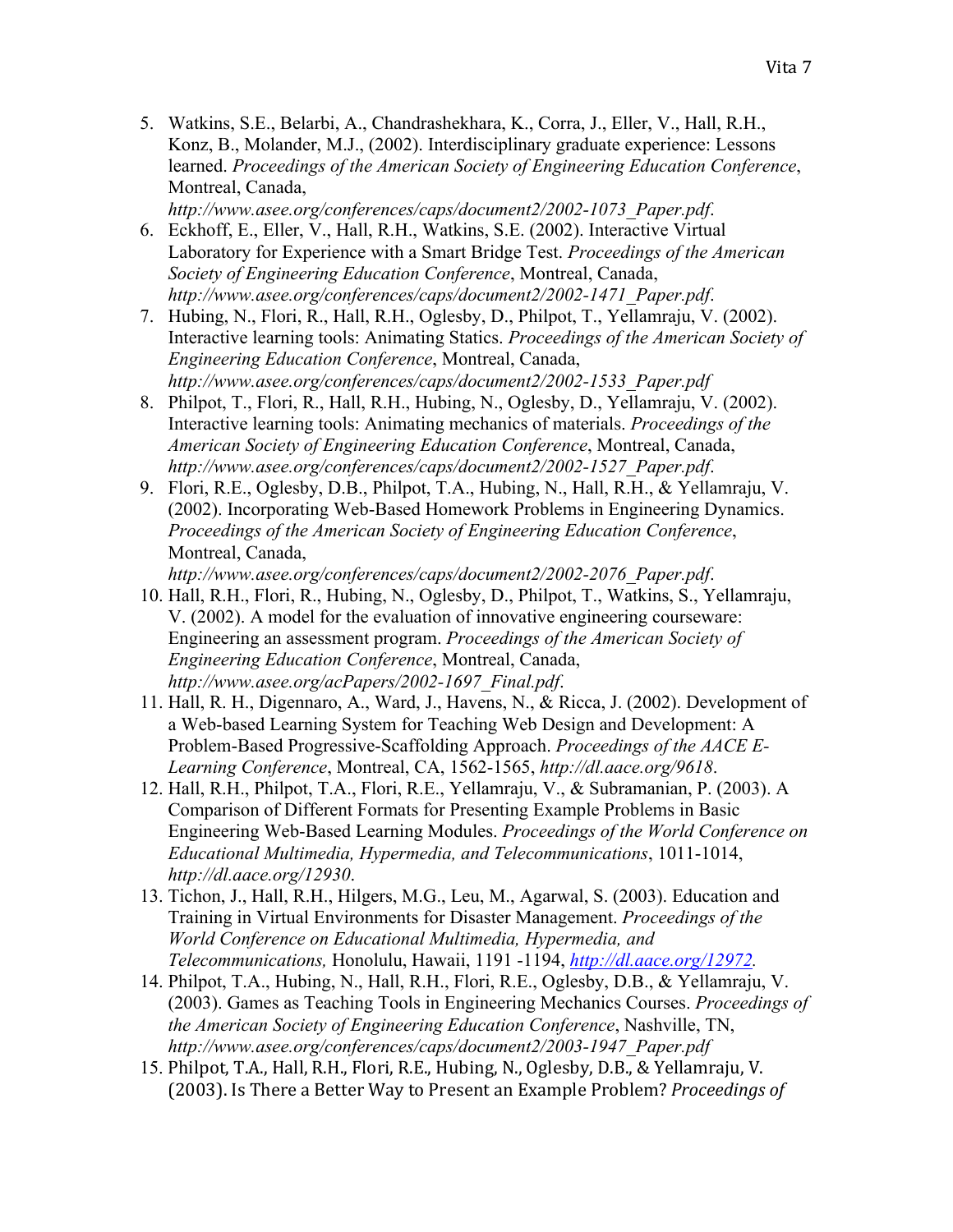5. Watkins, S.E., Belarbi, A., Chandrashekhara, K., Corra, J., Eller, V., Hall, R.H., Konz, B., Molander, M.J., (2002). Interdisciplinary graduate experience: Lessons learned. *Proceedings of the American Society of Engineering Education Conference*, Montreal, Canada, *http://www.asee.org/conferences/caps/document2/2002-1073_Paper.pdf*.
6. Eckhoff, E., Eller, V., Hall, R.H., Watkins, S.E. (2002). Interactive Virtual Laboratory for Experience with a Smart Bridge Test. *Proceedings of the American Society of Engineering Education Conference*, Montreal, Canada, *http://www.asee.org/conferences/caps/document2/2002-1471_Paper.pdf*.
7. Hubing, N., Flori, R., Hall, R.H., Oglesby, D., Philpot, T., Yellamraju, V. (2002). Interactive learning tools: Animating Statics. *Proceedings of the American Society of Engineering Education Conference*, Montreal, Canada, *http://www.asee.org/conferences/caps/document2/2002-1533_Paper.pdf*
8. Philpot, T., Flori, R., Hall, R.H., Hubing, N., Oglesby, D., Yellamraju, V. (2002). Interactive learning tools: Animating mechanics of materials. *Proceedings of the American Society of Engineering Education Conference*, Montreal, Canada, *http://www.asee.org/conferences/caps/document2/2002-1527_Paper.pdf*.
9. Flori, R.E., Oglesby, D.B., Philpot, T.A., Hubing, N., Hall, R.H., & Yellamraju, V. (2002). Incorporating Web-Based Homework Problems in Engineering Dynamics. *Proceedings of the American Society of Engineering Education Conference*, Montreal, Canada, *http://www.asee.org/conferences/caps/document2/2002-2076_Paper.pdf*.
10. Hall, R.H., Flori, R., Hubing, N., Oglesby, D., Philpot, T., Watkins, S., Yellamraju, V. (2002). A model for the evaluation of innovative engineering courseware: Engineering an assessment program. *Proceedings of the American Society of Engineering Education Conference*, Montreal, Canada, *http://www.asee.org/acPapers/2002-1697_Final.pdf*.
11. Hall, R. H., Digennaro, A., Ward, J., Havens, N., & Ricca, J. (2002). Development of a Web-based Learning System for Teaching Web Design and Development: A Problem-Based Progressive-Scaffolding Approach. *Proceedings of the AACE E-Learning Conference*, Montreal, CA, 1562-1565, *http://dl.aace.org/9618*.
12. Hall, R.H., Philpot, T.A., Flori, R.E., Yellamraju, V., & Subramanian, P. (2003). A Comparison of Different Formats for Presenting Example Problems in Basic Engineering Web-Based Learning Modules. *Proceedings of the World Conference on Educational Multimedia, Hypermedia, and Telecommunications*, 1011-1014, *http://dl.aace.org/12930*.
13. Tichon, J., Hall, R.H., Hilgers, M.G., Leu, M., Agarwal, S. (2003). Education and Training in Virtual Environments for Disaster Management. *Proceedings of the World Conference on Educational Multimedia, Hypermedia, and Telecommunications,* Honolulu, Hawaii, 1191 -1194, *http://dl.aace.org/12972.*
14. Philpot, T.A., Hubing, N., Hall, R.H., Flori, R.E., Oglesby, D.B., & Yellamraju, V. (2003). Games as Teaching Tools in Engineering Mechanics Courses. *Proceedings of the American Society of Engineering Education Conference*, Nashville, TN, *http://www.asee.org/conferences/caps/document2/2003-1947_Paper.pdf*
15. Philpot, T.A., Hall, R.H., Flori, R.E., Hubing, N., Oglesby, D.B., & Yellamraju, V. (2003). Is There a Better Way to Present an Example Problem? *Proceedings of*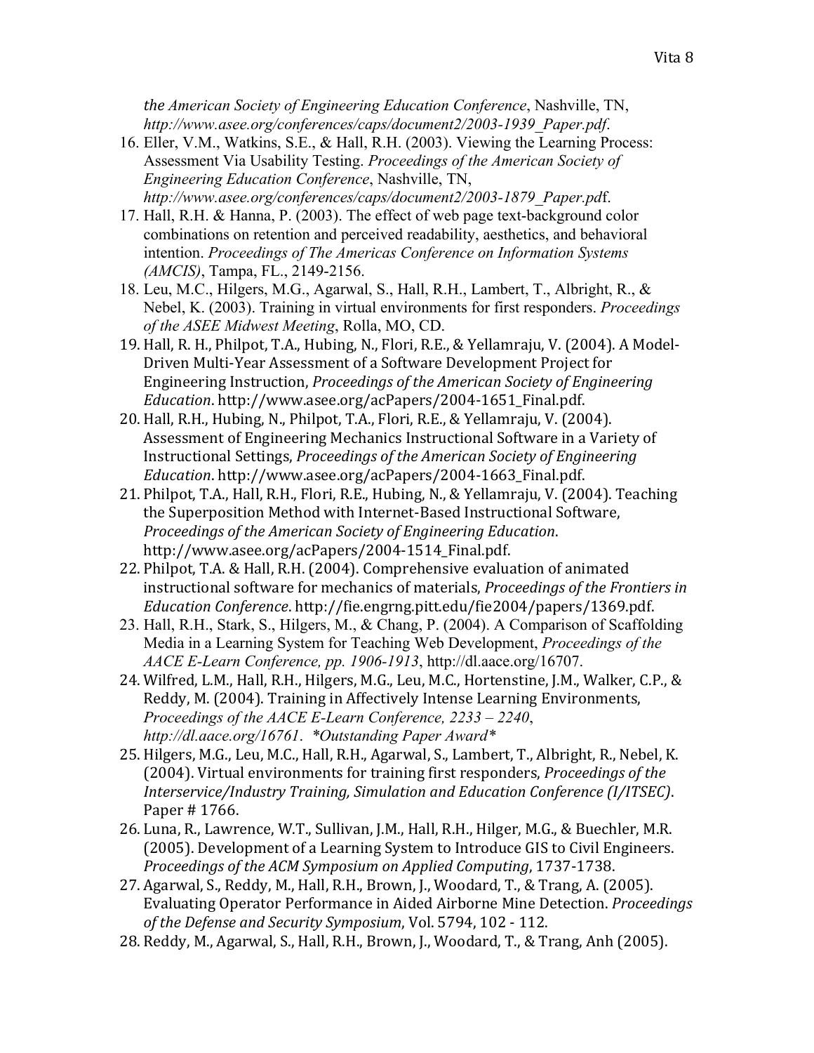*the American Society of Engineering Education Conference*, Nashville, TN, *http://www.asee.org/conferences/caps/document2/2003-1939_Paper.pdf*.

16. Eller, V.M., Watkins, S.E., & Hall, R.H. (2003). Viewing the Learning Process: Assessment Via Usability Testing. *Proceedings of the American Society of Engineering Education Conference*, Nashville, TN, *http://www.asee.org/conferences/caps/document2/2003-1879_Paper.pdf*.
17. Hall, R.H. & Hanna, P. (2003). The effect of web page text-background color combinations on retention and perceived readability, aesthetics, and behavioral intention. *Proceedings of The Americas Conference on Information Systems (AMCIS)*, Tampa, FL., 2149-2156.
18. Leu, M.C., Hilgers, M.G., Agarwal, S., Hall, R.H., Lambert, T., Albright, R., & Nebel, K. (2003). Training in virtual environments for first responders. *Proceedings of the ASEE Midwest Meeting*, Rolla, MO, CD.
19. Hall, R. H., Philpot, T.A., Hubing, N., Flori, R.E., & Yellamraju, V. (2004). A Model-Driven Multi-Year Assessment of a Software Development Project for Engineering Instruction, *Proceedings of the American Society of Engineering Education*. http://www.asee.org/acPapers/2004-1651_Final.pdf.
20. Hall, R.H., Hubing, N., Philpot, T.A., Flori, R.E., & Yellamraju, V. (2004). Assessment of Engineering Mechanics Instructional Software in a Variety of Instructional Settings, *Proceedings of the American Society of Engineering Education*. http://www.asee.org/acPapers/2004-1663_Final.pdf.
21. Philpot, T.A., Hall, R.H., Flori, R.E., Hubing, N., & Yellamraju, V. (2004). Teaching the Superposition Method with Internet-Based Instructional Software, *Proceedings of the American Society of Engineering Education*. http://www.asee.org/acPapers/2004-1514_Final.pdf.
22. Philpot, T.A. & Hall, R.H. (2004). Comprehensive evaluation of animated instructional software for mechanics of materials, *Proceedings of the Frontiers in Education Conference*. http://fie.engrng.pitt.edu/fie2004/papers/1369.pdf.
23. Hall, R.H., Stark, S., Hilgers, M., & Chang, P. (2004). A Comparison of Scaffolding Media in a Learning System for Teaching Web Development, *Proceedings of the AACE E-Learn Conference, pp. 1906-1913*, http://dl.aace.org/16707.
24. Wilfred, L.M., Hall, R.H., Hilgers, M.G., Leu, M.C., Hortenstine, J.M., Walker, C.P., & Reddy, M. (2004). Training in Affectively Intense Learning Environments, *Proceedings of the AACE E-Learn Conference, 2233 – 2240*, *http://dl.aace.org/16761*. *\*Outstanding Paper Award\**
25. Hilgers, M.G., Leu, M.C., Hall, R.H., Agarwal, S., Lambert, T., Albright, R., Nebel, K. (2004). Virtual environments for training first responders, *Proceedings of the Interservice/Industry Training, Simulation and Education Conference (I/ITSEC)*. Paper # 1766.
26. Luna, R., Lawrence, W.T., Sullivan, J.M., Hall, R.H., Hilger, M.G., & Buechler, M.R. (2005). Development of a Learning System to Introduce GIS to Civil Engineers. *Proceedings of the ACM Symposium on Applied Computing*, 1737-1738.
27. Agarwal, S., Reddy, M., Hall, R.H., Brown, J., Woodard, T., & Trang, A. (2005). Evaluating Operator Performance in Aided Airborne Mine Detection. *Proceedings of the Defense and Security Symposium*, Vol. 5794, 102 - 112.
28. Reddy, M., Agarwal, S., Hall, R.H., Brown, J., Woodard, T., & Trang, Anh (2005).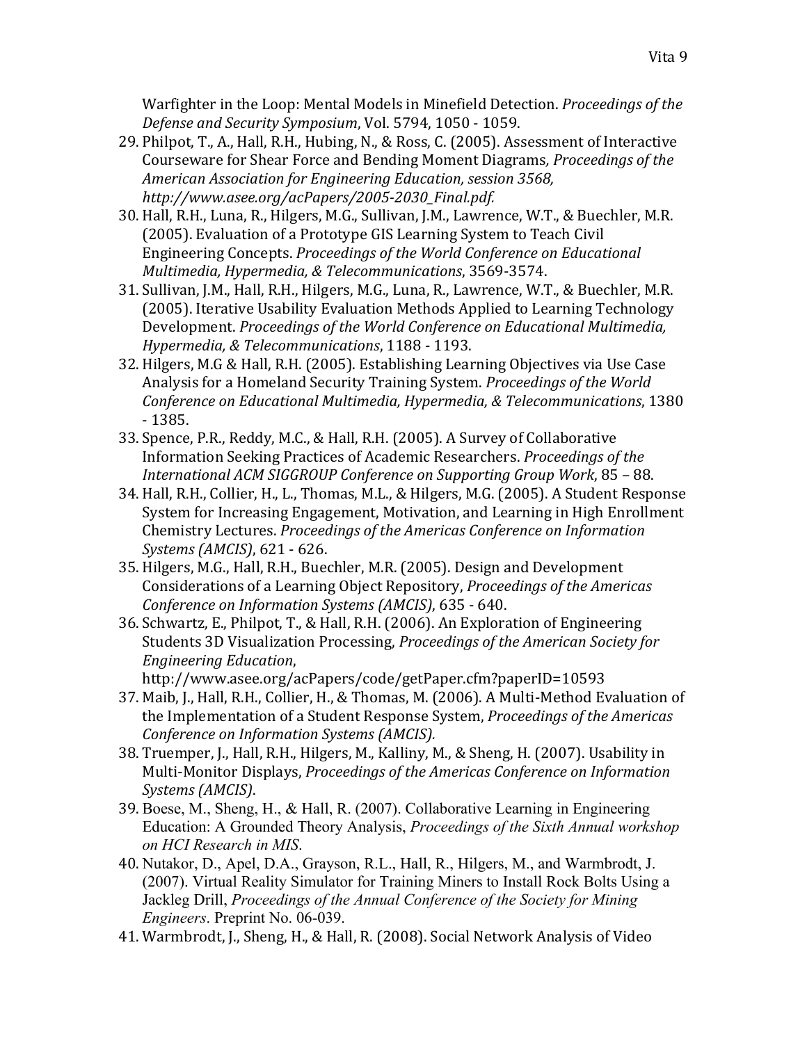Warfighter in the Loop: Mental Models in Minefield Detection. *Proceedings of the Defense and Security Symposium*, Vol. 5794, 1050 - 1059.

29. Philpot, T., A., Hall, R.H., Hubing, N., & Ross, C. (2005). Assessment of Interactive Courseware for Shear Force and Bending Moment Diagrams*, Proceedings of the American Association for Engineering Education, session 3568, http://www.asee.org/acPapers/2005-2030_Final.pdf.*
30. Hall, R.H., Luna, R., Hilgers, M.G., Sullivan, J.M., Lawrence, W.T., & Buechler, M.R. (2005). Evaluation of a Prototype GIS Learning System to Teach Civil Engineering Concepts. *Proceedings of the World Conference on Educational Multimedia, Hypermedia, & Telecommunications*, 3569-3574.
31. Sullivan, J.M., Hall, R.H., Hilgers, M.G., Luna, R., Lawrence, W.T., & Buechler, M.R. (2005). Iterative Usability Evaluation Methods Applied to Learning Technology Development. *Proceedings of the World Conference on Educational Multimedia, Hypermedia, & Telecommunications*, 1188 - 1193.
32. Hilgers, M.G & Hall, R.H. (2005). Establishing Learning Objectives via Use Case Analysis for a Homeland Security Training System. *Proceedings of the World Conference on Educational Multimedia, Hypermedia, & Telecommunications*, 1380 - 1385.
33. Spence, P.R., Reddy, M.C., & Hall, R.H. (2005). A Survey of Collaborative Information Seeking Practices of Academic Researchers. *Proceedings of the International ACM SIGGROUP Conference on Supporting Group Work*, 85 – 88.
34. Hall, R.H., Collier, H., L., Thomas, M.L., & Hilgers, M.G. (2005). A Student Response System for Increasing Engagement, Motivation, and Learning in High Enrollment Chemistry Lectures. *Proceedings of the Americas Conference on Information Systems (AMCIS)*, 621 - 626.
35. Hilgers, M.G., Hall, R.H., Buechler, M.R. (2005). Design and Development Considerations of a Learning Object Repository, *Proceedings of the Americas Conference on Information Systems (AMCIS)*, 635 - 640.
36. Schwartz, E., Philpot, T., & Hall, R.H. (2006). An Exploration of Engineering Students 3D Visualization Processing, *Proceedings of the American Society for Engineering Education*, http://www.asee.org/acPapers/code/getPaper.cfm?paperID=10593
37. Maib, J., Hall, R.H., Collier, H., & Thomas, M. (2006). A Multi-Method Evaluation of the Implementation of a Student Response System, *Proceedings of the Americas Conference on Information Systems (AMCIS).*
38. Truemper, J., Hall, R.H., Hilgers, M., Kalliny, M., & Sheng, H. (2007). Usability in Multi-Monitor Displays, *Proceedings of the Americas Conference on Information Systems (AMCIS)*.
39. Boese, M., Sheng, H., & Hall, R. (2007). Collaborative Learning in Engineering Education: A Grounded Theory Analysis, *Proceedings of the Sixth Annual workshop on HCI Research in MIS*.
40. Nutakor, D., Apel, D.A., Grayson, R.L., Hall, R., Hilgers, M., and Warmbrodt, J. (2007). Virtual Reality Simulator for Training Miners to Install Rock Bolts Using a Jackleg Drill, *Proceedings of the Annual Conference of the Society for Mining Engineers*. Preprint No. 06-039.
41. Warmbrodt, J., Sheng, H., & Hall, R. (2008). Social Network Analysis of Video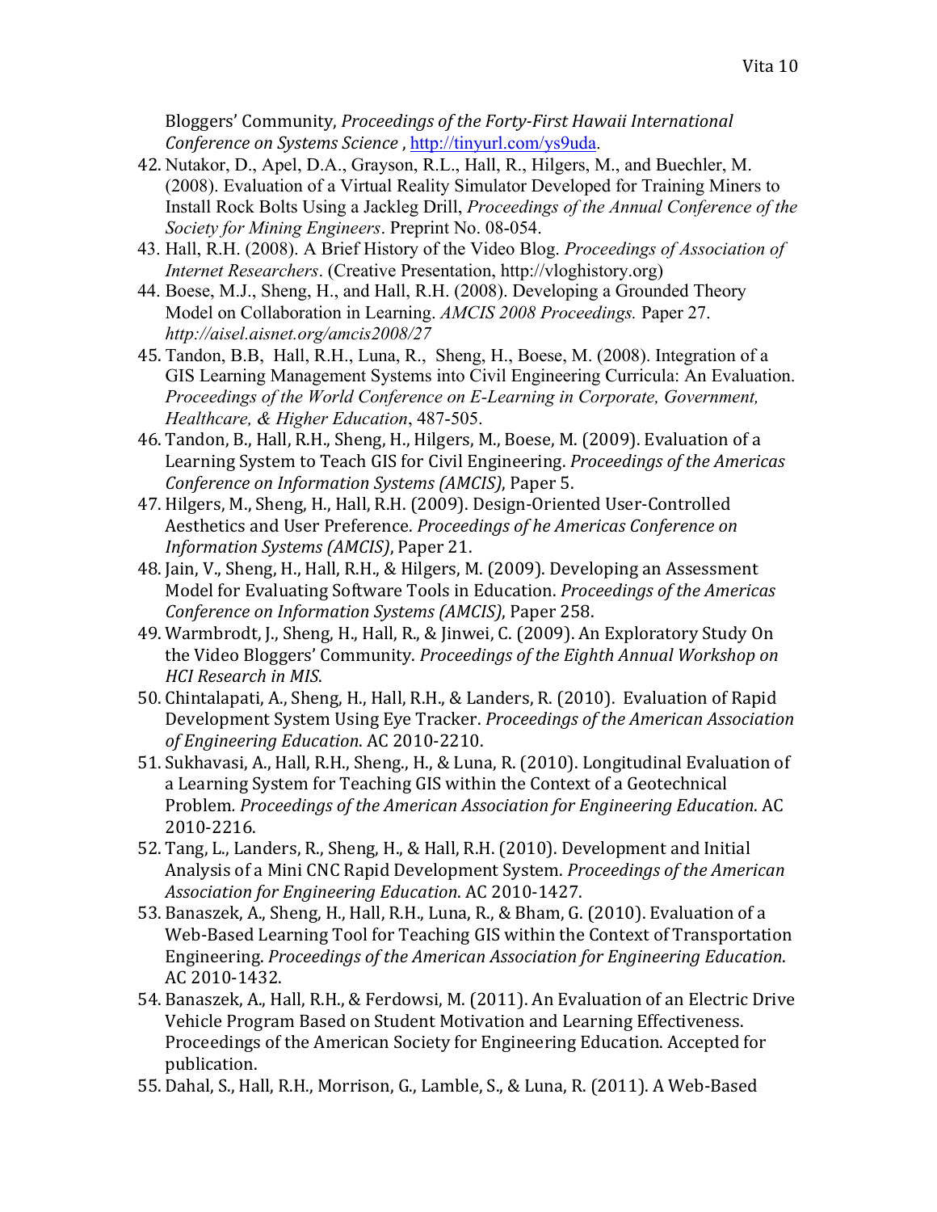Bloggers' Community, *Proceedings of the Forty-First Hawaii International Conference on Systems Science* , http://tinyurl.com/ys9uda.

42. Nutakor, D., Apel, D.A., Grayson, R.L., Hall, R., Hilgers, M., and Buechler, M. (2008). Evaluation of a Virtual Reality Simulator Developed for Training Miners to Install Rock Bolts Using a Jackleg Drill, *Proceedings of the Annual Conference of the Society for Mining Engineers*. Preprint No. 08-054.
43. Hall, R.H. (2008). A Brief History of the Video Blog. *Proceedings of Association of Internet Researchers*. (Creative Presentation, http://vloghistory.org)
44. Boese, M.J., Sheng, H., and Hall, R.H. (2008). Developing a Grounded Theory Model on Collaboration in Learning. *AMCIS 2008 Proceedings.* Paper 27. *http://aisel.aisnet.org/amcis2008/27*
45. Tandon, B.B, Hall, R.H., Luna, R., Sheng, H., Boese, M. (2008). Integration of a GIS Learning Management Systems into Civil Engineering Curricula: An Evaluation. *Proceedings of the World Conference on E-Learning in Corporate, Government, Healthcare, & Higher Education*, 487-505.
46. Tandon, B., Hall, R.H., Sheng, H., Hilgers, M., Boese, M. (2009). Evaluation of a Learning System to Teach GIS for Civil Engineering. *Proceedings of the Americas Conference on Information Systems (AMCIS)*, Paper 5.
47. Hilgers, M., Sheng, H., Hall, R.H. (2009). Design-Oriented User-Controlled Aesthetics and User Preference. *Proceedings of he Americas Conference on Information Systems (AMCIS)*, Paper 21.
48. Jain, V., Sheng, H., Hall, R.H., & Hilgers, M. (2009). Developing an Assessment Model for Evaluating Software Tools in Education. *Proceedings of the Americas Conference on Information Systems (AMCIS)*, Paper 258.
49. Warmbrodt, J., Sheng, H., Hall, R., & Jinwei, C. (2009). An Exploratory Study On the Video Bloggers' Community. *Proceedings of the Eighth Annual Workshop on HCI Research in MIS*.
50. Chintalapati, A., Sheng, H., Hall, R.H., & Landers, R. (2010). Evaluation of Rapid Development System Using Eye Tracker. *Proceedings of the American Association of Engineering Education*. AC 2010-2210.
51. Sukhavasi, A., Hall, R.H., Sheng., H., & Luna, R. (2010). Longitudinal Evaluation of a Learning System for Teaching GIS within the Context of a Geotechnical Problem*. Proceedings of the American Association for Engineering Education*. AC 2010-2216.
52. Tang, L., Landers, R., Sheng, H., & Hall, R.H. (2010). Development and Initial Analysis of a Mini CNC Rapid Development System. *Proceedings of the American Association for Engineering Education*. AC 2010-1427.
53. Banaszek, A., Sheng, H., Hall, R.H., Luna, R., & Bham, G. (2010). Evaluation of a Web-Based Learning Tool for Teaching GIS within the Context of Transportation Engineering. *Proceedings of the American Association for Engineering Education*. AC 2010-1432.
54. Banaszek, A., Hall, R.H., & Ferdowsi, M. (2011). An Evaluation of an Electric Drive Vehicle Program Based on Student Motivation and Learning Effectiveness. Proceedings of the American Society for Engineering Education. Accepted for publication.
55. Dahal, S., Hall, R.H., Morrison, G., Lamble, S., & Luna, R. (2011). A Web-Based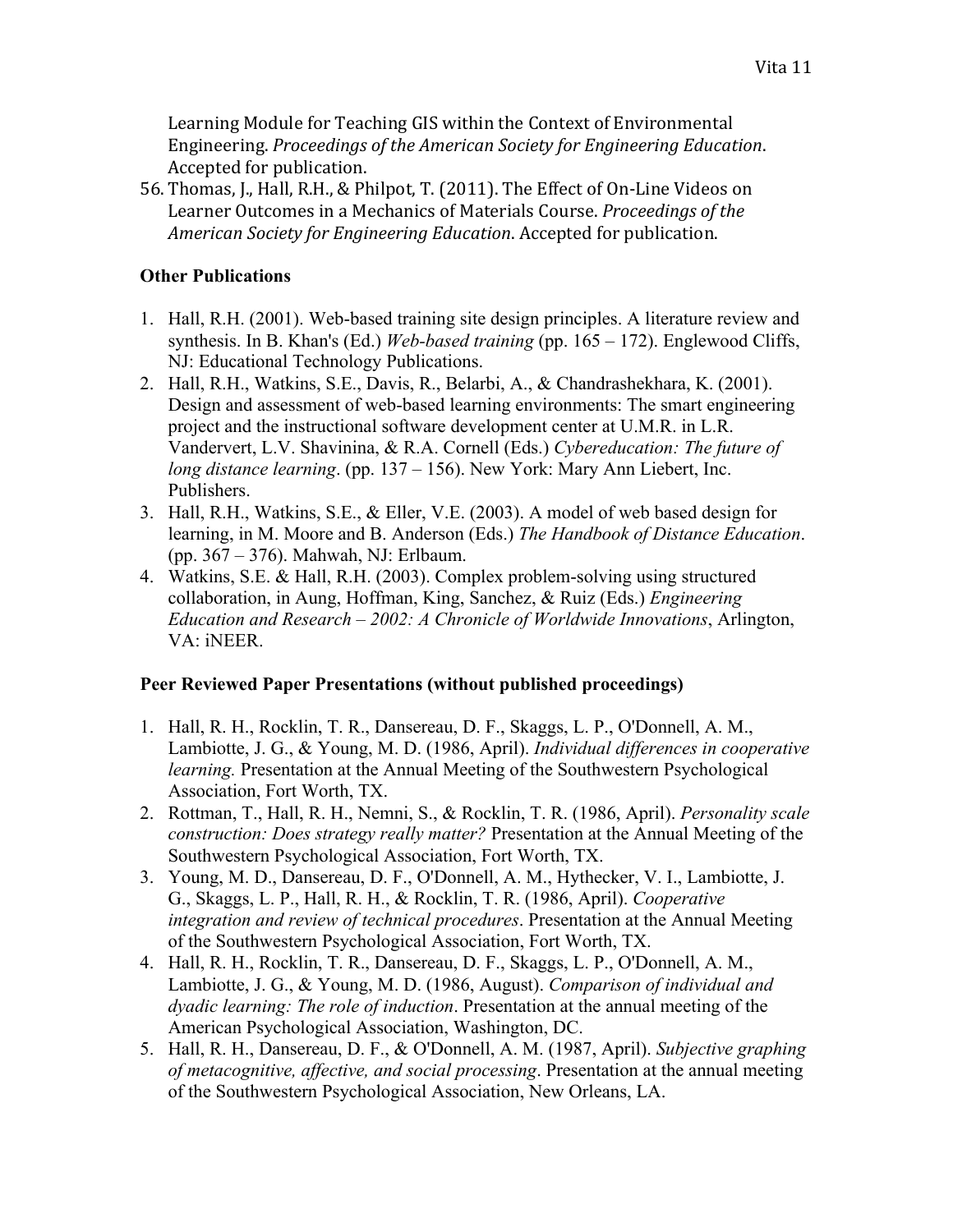Learning Module for Teaching GIS within the Context of Environmental Engineering. *Proceedings of the American Society for Engineering Education*. Accepted for publication.

56. Thomas, J., Hall, R.H., & Philpot, T. (2011). The Effect of On-Line Videos on Learner Outcomes in a Mechanics of Materials Course. *Proceedings of the American Society for Engineering Education*. Accepted for publication.

### Other Publications

1. Hall, R.H. (2001). Web-based training site design principles. A literature review and synthesis. In B. Khan's (Ed.) *Web-based training* (pp. 165 – 172). Englewood Cliffs, NJ: Educational Technology Publications.
2. Hall, R.H., Watkins, S.E., Davis, R., Belarbi, A., & Chandrashekhara, K. (2001). Design and assessment of web-based learning environments: The smart engineering project and the instructional software development center at U.M.R. in L.R. Vandervert, L.V. Shavinina, & R.A. Cornell (Eds.) *Cybereducation: The future of long distance learning*. (pp. 137 – 156). New York: Mary Ann Liebert, Inc. Publishers.
3. Hall, R.H., Watkins, S.E., & Eller, V.E. (2003). A model of web based design for learning, in M. Moore and B. Anderson (Eds.) *The Handbook of Distance Education*. (pp. 367 – 376). Mahwah, NJ: Erlbaum.
4. Watkins, S.E. & Hall, R.H. (2003). Complex problem-solving using structured collaboration, in Aung, Hoffman, King, Sanchez, & Ruiz (Eds.) *Engineering Education and Research – 2002: A Chronicle of Worldwide Innovations*, Arlington, VA: iNEER.

### Peer Reviewed Paper Presentations (without published proceedings)

1. Hall, R. H., Rocklin, T. R., Dansereau, D. F., Skaggs, L. P., O'Donnell, A. M., Lambiotte, J. G., & Young, M. D. (1986, April). *Individual differences in cooperative learning.* Presentation at the Annual Meeting of the Southwestern Psychological Association, Fort Worth, TX.
2. Rottman, T., Hall, R. H., Nemni, S., & Rocklin, T. R. (1986, April). *Personality scale construction: Does strategy really matter?* Presentation at the Annual Meeting of the Southwestern Psychological Association, Fort Worth, TX.
3. Young, M. D., Dansereau, D. F., O'Donnell, A. M., Hythecker, V. I., Lambiotte, J. G., Skaggs, L. P., Hall, R. H., & Rocklin, T. R. (1986, April). *Cooperative integration and review of technical procedures*. Presentation at the Annual Meeting of the Southwestern Psychological Association, Fort Worth, TX.
4. Hall, R. H., Rocklin, T. R., Dansereau, D. F., Skaggs, L. P., O'Donnell, A. M., Lambiotte, J. G., & Young, M. D. (1986, August). *Comparison of individual and dyadic learning: The role of induction*. Presentation at the annual meeting of the American Psychological Association, Washington, DC.
5. Hall, R. H., Dansereau, D. F., & O'Donnell, A. M. (1987, April). *Subjective graphing of metacognitive, affective, and social processing*. Presentation at the annual meeting of the Southwestern Psychological Association, New Orleans, LA.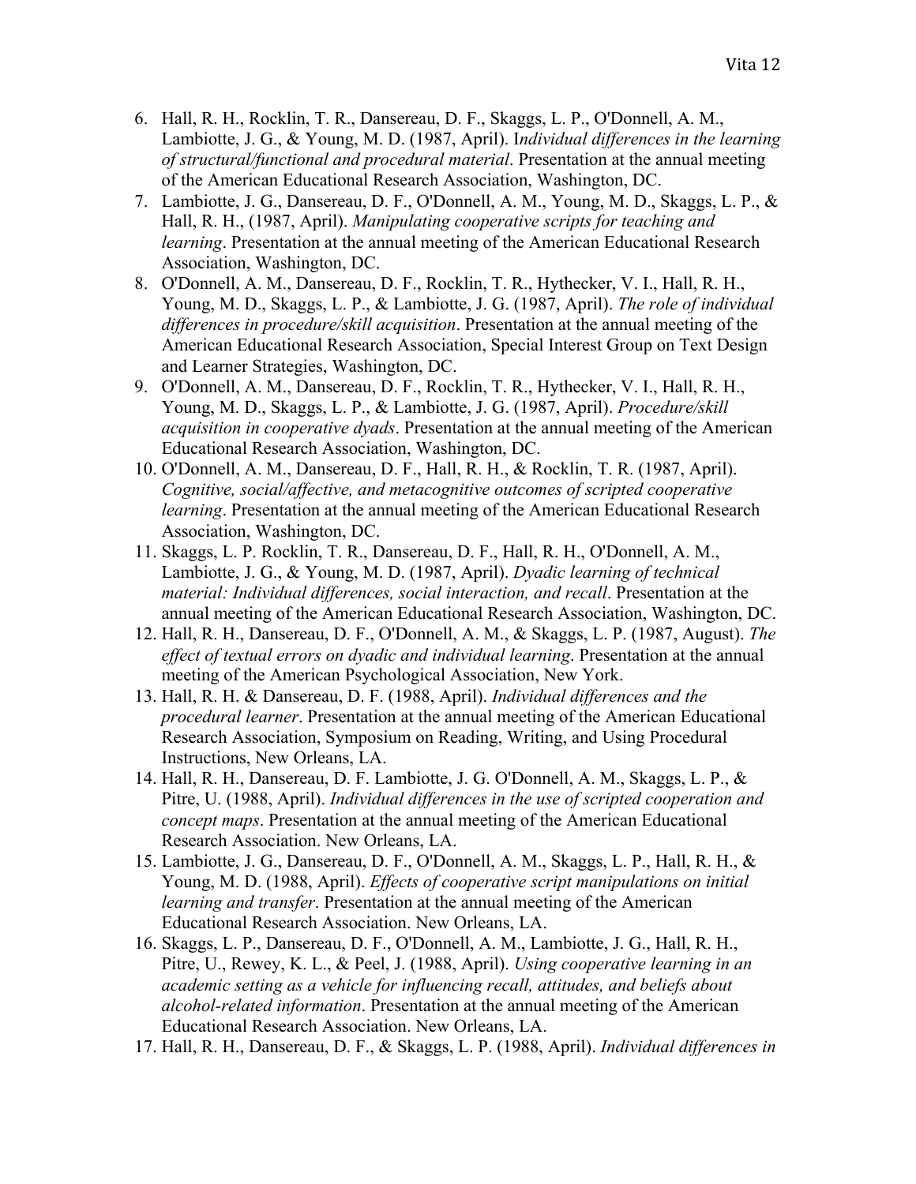6. Hall, R. H., Rocklin, T. R., Dansereau, D. F., Skaggs, L. P., O'Donnell, A. M., Lambiotte, J. G., & Young, M. D. (1987, April). I*ndividual differences in the learning of structural/functional and procedural material*. Presentation at the annual meeting of the American Educational Research Association, Washington, DC.
7. Lambiotte, J. G., Dansereau, D. F., O'Donnell, A. M., Young, M. D., Skaggs, L. P., & Hall, R. H., (1987, April). *Manipulating cooperative scripts for teaching and learning*. Presentation at the annual meeting of the American Educational Research Association, Washington, DC.
8. O'Donnell, A. M., Dansereau, D. F., Rocklin, T. R., Hythecker, V. I., Hall, R. H., Young, M. D., Skaggs, L. P., & Lambiotte, J. G. (1987, April). *The role of individual differences in procedure/skill acquisition*. Presentation at the annual meeting of the American Educational Research Association, Special Interest Group on Text Design and Learner Strategies, Washington, DC.
9. O'Donnell, A. M., Dansereau, D. F., Rocklin, T. R., Hythecker, V. I., Hall, R. H., Young, M. D., Skaggs, L. P., & Lambiotte, J. G. (1987, April). *Procedure/skill acquisition in cooperative dyads*. Presentation at the annual meeting of the American Educational Research Association, Washington, DC.
10. O'Donnell, A. M., Dansereau, D. F., Hall, R. H., & Rocklin, T. R. (1987, April). *Cognitive, social/affective, and metacognitive outcomes of scripted cooperative learning*. Presentation at the annual meeting of the American Educational Research Association, Washington, DC.
11. Skaggs, L. P. Rocklin, T. R., Dansereau, D. F., Hall, R. H., O'Donnell, A. M., Lambiotte, J. G., & Young, M. D. (1987, April). *Dyadic learning of technical material: Individual differences, social interaction, and recall*. Presentation at the annual meeting of the American Educational Research Association, Washington, DC.
12. Hall, R. H., Dansereau, D. F., O'Donnell, A. M., & Skaggs, L. P. (1987, August). *The effect of textual errors on dyadic and individual learning*. Presentation at the annual meeting of the American Psychological Association, New York.
13. Hall, R. H. & Dansereau, D. F. (1988, April). *Individual differences and the procedural learner*. Presentation at the annual meeting of the American Educational Research Association, Symposium on Reading, Writing, and Using Procedural Instructions, New Orleans, LA.
14. Hall, R. H., Dansereau, D. F. Lambiotte, J. G. O'Donnell, A. M., Skaggs, L. P., & Pitre, U. (1988, April). *Individual differences in the use of scripted cooperation and concept maps*. Presentation at the annual meeting of the American Educational Research Association. New Orleans, LA.
15. Lambiotte, J. G., Dansereau, D. F., O'Donnell, A. M., Skaggs, L. P., Hall, R. H., & Young, M. D. (1988, April). *Effects of cooperative script manipulations on initial learning and transfer*. Presentation at the annual meeting of the American Educational Research Association. New Orleans, LA.
16. Skaggs, L. P., Dansereau, D. F., O'Donnell, A. M., Lambiotte, J. G., Hall, R. H., Pitre, U., Rewey, K. L., & Peel, J. (1988, April). *Using cooperative learning in an academic setting as a vehicle for influencing recall, attitudes, and beliefs about alcohol-related information*. Presentation at the annual meeting of the American Educational Research Association. New Orleans, LA.
17. Hall, R. H., Dansereau, D. F., & Skaggs, L. P. (1988, April). *Individual differences in*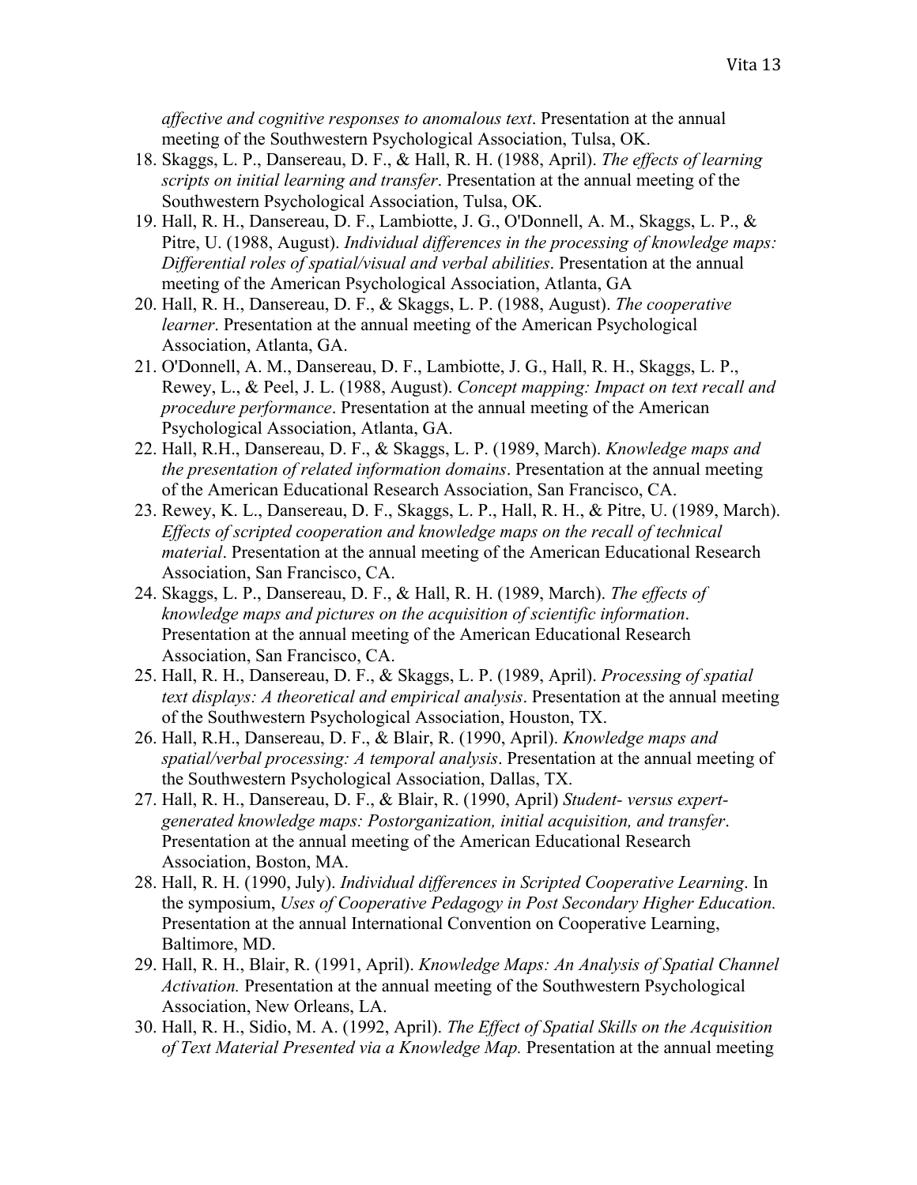*affective and cognitive responses to anomalous text*. Presentation at the annual meeting of the Southwestern Psychological Association, Tulsa, OK.

18. Skaggs, L. P., Dansereau, D. F., & Hall, R. H. (1988, April). *The effects of learning scripts on initial learning and transfer*. Presentation at the annual meeting of the Southwestern Psychological Association, Tulsa, OK.
19. Hall, R. H., Dansereau, D. F., Lambiotte, J. G., O'Donnell, A. M., Skaggs, L. P., & Pitre, U. (1988, August). *Individual differences in the processing of knowledge maps: Differential roles of spatial/visual and verbal abilities*. Presentation at the annual meeting of the American Psychological Association, Atlanta, GA
20. Hall, R. H., Dansereau, D. F., & Skaggs, L. P. (1988, August). *The cooperative learner*. Presentation at the annual meeting of the American Psychological Association, Atlanta, GA.
21. O'Donnell, A. M., Dansereau, D. F., Lambiotte, J. G., Hall, R. H., Skaggs, L. P., Rewey, L., & Peel, J. L. (1988, August). *Concept mapping: Impact on text recall and procedure performance*. Presentation at the annual meeting of the American Psychological Association, Atlanta, GA.
22. Hall, R.H., Dansereau, D. F., & Skaggs, L. P. (1989, March). *Knowledge maps and the presentation of related information domains*. Presentation at the annual meeting of the American Educational Research Association, San Francisco, CA.
23. Rewey, K. L., Dansereau, D. F., Skaggs, L. P., Hall, R. H., & Pitre, U. (1989, March). *Effects of scripted cooperation and knowledge maps on the recall of technical material*. Presentation at the annual meeting of the American Educational Research Association, San Francisco, CA.
24. Skaggs, L. P., Dansereau, D. F., & Hall, R. H. (1989, March). *The effects of knowledge maps and pictures on the acquisition of scientific information*. Presentation at the annual meeting of the American Educational Research Association, San Francisco, CA.
25. Hall, R. H., Dansereau, D. F., & Skaggs, L. P. (1989, April). *Processing of spatial text displays: A theoretical and empirical analysis*. Presentation at the annual meeting of the Southwestern Psychological Association, Houston, TX.
26. Hall, R.H., Dansereau, D. F., & Blair, R. (1990, April). *Knowledge maps and spatial/verbal processing: A temporal analysis*. Presentation at the annual meeting of the Southwestern Psychological Association, Dallas, TX.
27. Hall, R. H., Dansereau, D. F., & Blair, R. (1990, April) *Student- versus expert-generated knowledge maps: Postorganization, initial acquisition, and transfer*. Presentation at the annual meeting of the American Educational Research Association, Boston, MA.
28. Hall, R. H. (1990, July). *Individual differences in Scripted Cooperative Learning*. In the symposium, *Uses of Cooperative Pedagogy in Post Secondary Higher Education.* Presentation at the annual International Convention on Cooperative Learning, Baltimore, MD.
29. Hall, R. H., Blair, R. (1991, April). *Knowledge Maps: An Analysis of Spatial Channel Activation.* Presentation at the annual meeting of the Southwestern Psychological Association, New Orleans, LA.
30. Hall, R. H., Sidio, M. A. (1992, April). *The Effect of Spatial Skills on the Acquisition of Text Material Presented via a Knowledge Map.* Presentation at the annual meeting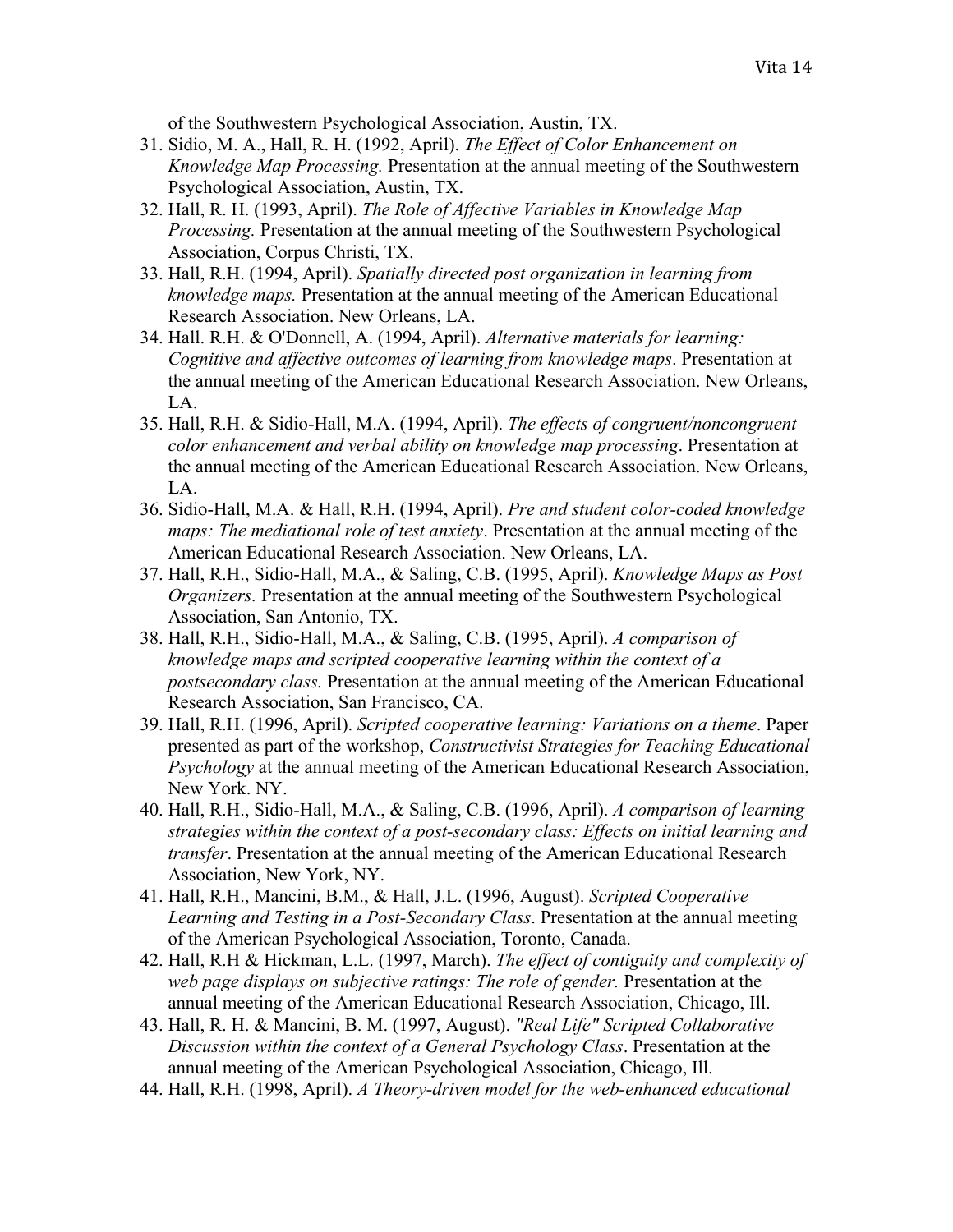of the Southwestern Psychological Association, Austin, TX.

31. Sidio, M. A., Hall, R. H. (1992, April). *The Effect of Color Enhancement on Knowledge Map Processing.* Presentation at the annual meeting of the Southwestern Psychological Association, Austin, TX.
32. Hall, R. H. (1993, April). *The Role of Affective Variables in Knowledge Map Processing.* Presentation at the annual meeting of the Southwestern Psychological Association, Corpus Christi, TX.
33. Hall, R.H. (1994, April). *Spatially directed post organization in learning from knowledge maps.* Presentation at the annual meeting of the American Educational Research Association. New Orleans, LA.
34. Hall. R.H. & O'Donnell, A. (1994, April). *Alternative materials for learning: Cognitive and affective outcomes of learning from knowledge maps*. Presentation at the annual meeting of the American Educational Research Association. New Orleans, LA.
35. Hall, R.H. & Sidio-Hall, M.A. (1994, April). *The effects of congruent/noncongruent color enhancement and verbal ability on knowledge map processing*. Presentation at the annual meeting of the American Educational Research Association. New Orleans, LA.
36. Sidio-Hall, M.A. & Hall, R.H. (1994, April). *Pre and student color-coded knowledge maps: The mediational role of test anxiety*. Presentation at the annual meeting of the American Educational Research Association. New Orleans, LA.
37. Hall, R.H., Sidio-Hall, M.A., & Saling, C.B. (1995, April). *Knowledge Maps as Post Organizers.* Presentation at the annual meeting of the Southwestern Psychological Association, San Antonio, TX.
38. Hall, R.H., Sidio-Hall, M.A., & Saling, C.B. (1995, April). *A comparison of knowledge maps and scripted cooperative learning within the context of a postsecondary class.* Presentation at the annual meeting of the American Educational Research Association, San Francisco, CA.
39. Hall, R.H. (1996, April). *Scripted cooperative learning: Variations on a theme*. Paper presented as part of the workshop, *Constructivist Strategies for Teaching Educational Psychology* at the annual meeting of the American Educational Research Association, New York. NY.
40. Hall, R.H., Sidio-Hall, M.A., & Saling, C.B. (1996, April). *A comparison of learning strategies within the context of a post-secondary class: Effects on initial learning and transfer*. Presentation at the annual meeting of the American Educational Research Association, New York, NY.
41. Hall, R.H., Mancini, B.M., & Hall, J.L. (1996, August). *Scripted Cooperative Learning and Testing in a Post-Secondary Class*. Presentation at the annual meeting of the American Psychological Association, Toronto, Canada.
42. Hall, R.H & Hickman, L.L. (1997, March). *The effect of contiguity and complexity of web page displays on subjective ratings: The role of gender.* Presentation at the annual meeting of the American Educational Research Association, Chicago, Ill.
43. Hall, R. H. & Mancini, B. M. (1997, August). *"Real Life" Scripted Collaborative Discussion within the context of a General Psychology Class*. Presentation at the annual meeting of the American Psychological Association, Chicago, Ill.
44. Hall, R.H. (1998, April). *A Theory-driven model for the web-enhanced educational*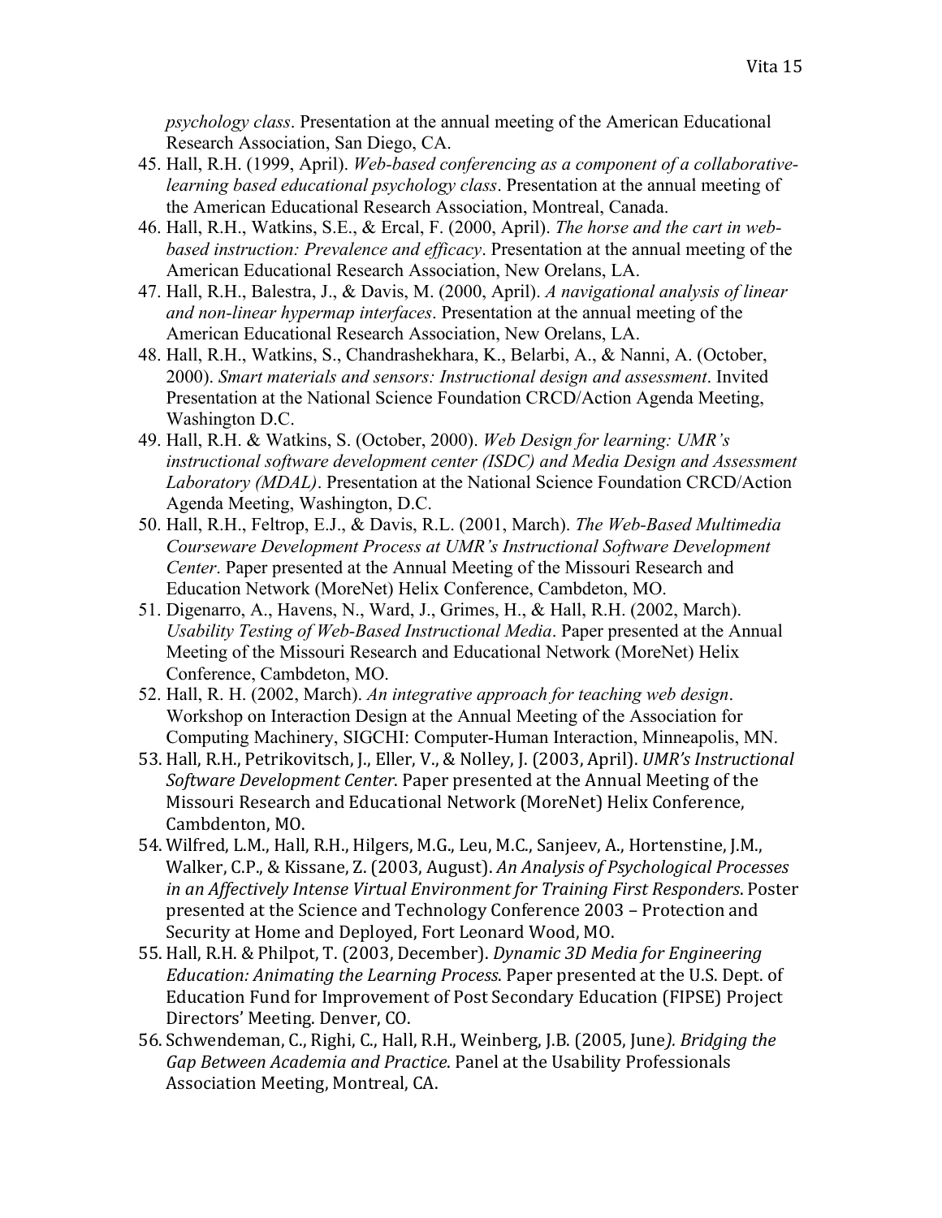*psychology class*. Presentation at the annual meeting of the American Educational Research Association, San Diego, CA.

45. Hall, R.H. (1999, April). *Web-based conferencing as a component of a collaborative-learning based educational psychology class*. Presentation at the annual meeting of the American Educational Research Association, Montreal, Canada.
46. Hall, R.H., Watkins, S.E., & Ercal, F. (2000, April). *The horse and the cart in web-based instruction: Prevalence and efficacy*. Presentation at the annual meeting of the American Educational Research Association, New Orelans, LA.
47. Hall, R.H., Balestra, J., & Davis, M. (2000, April). *A navigational analysis of linear and non-linear hypermap interfaces*. Presentation at the annual meeting of the American Educational Research Association, New Orelans, LA.
48. Hall, R.H., Watkins, S., Chandrashekhara, K., Belarbi, A., & Nanni, A. (October, 2000). *Smart materials and sensors: Instructional design and assessment*. Invited Presentation at the National Science Foundation CRCD/Action Agenda Meeting, Washington D.C.
49. Hall, R.H. & Watkins, S. (October, 2000). *Web Design for learning: UMR's instructional software development center (ISDC) and Media Design and Assessment Laboratory (MDAL)*. Presentation at the National Science Foundation CRCD/Action Agenda Meeting, Washington, D.C.
50. Hall, R.H., Feltrop, E.J., & Davis, R.L. (2001, March). *The Web-Based Multimedia Courseware Development Process at UMR's Instructional Software Development Center*. Paper presented at the Annual Meeting of the Missouri Research and Education Network (MoreNet) Helix Conference, Cambdeton, MO.
51. Digenarro, A., Havens, N., Ward, J., Grimes, H., & Hall, R.H. (2002, March). *Usability Testing of Web-Based Instructional Media*. Paper presented at the Annual Meeting of the Missouri Research and Educational Network (MoreNet) Helix Conference, Cambdeton, MO.
52. Hall, R. H. (2002, March). *An integrative approach for teaching web design*. Workshop on Interaction Design at the Annual Meeting of the Association for Computing Machinery, SIGCHI: Computer-Human Interaction, Minneapolis, MN.
53. Hall, R.H., Petrikovitsch, J., Eller, V., & Nolley, J. (2003, April). *UMR's Instructional Software Development Center*. Paper presented at the Annual Meeting of the Missouri Research and Educational Network (MoreNet) Helix Conference, Cambdenton, MO.
54. Wilfred, L.M., Hall, R.H., Hilgers, M.G., Leu, M.C., Sanjeev, A., Hortenstine, J.M., Walker, C.P., & Kissane, Z. (2003, August). *An Analysis of Psychological Processes in an Affectively Intense Virtual Environment for Training First Responders*. Poster presented at the Science and Technology Conference 2003 – Protection and Security at Home and Deployed, Fort Leonard Wood, MO.
55. Hall, R.H. & Philpot, T. (2003, December). *Dynamic 3D Media for Engineering Education: Animating the Learning Process*. Paper presented at the U.S. Dept. of Education Fund for Improvement of Post Secondary Education (FIPSE) Project Directors' Meeting. Denver, CO.
56. Schwendeman, C., Righi, C., Hall, R.H., Weinberg, J.B. (2005, June*). Bridging the Gap Between Academia and Practice*. Panel at the Usability Professionals Association Meeting, Montreal, CA.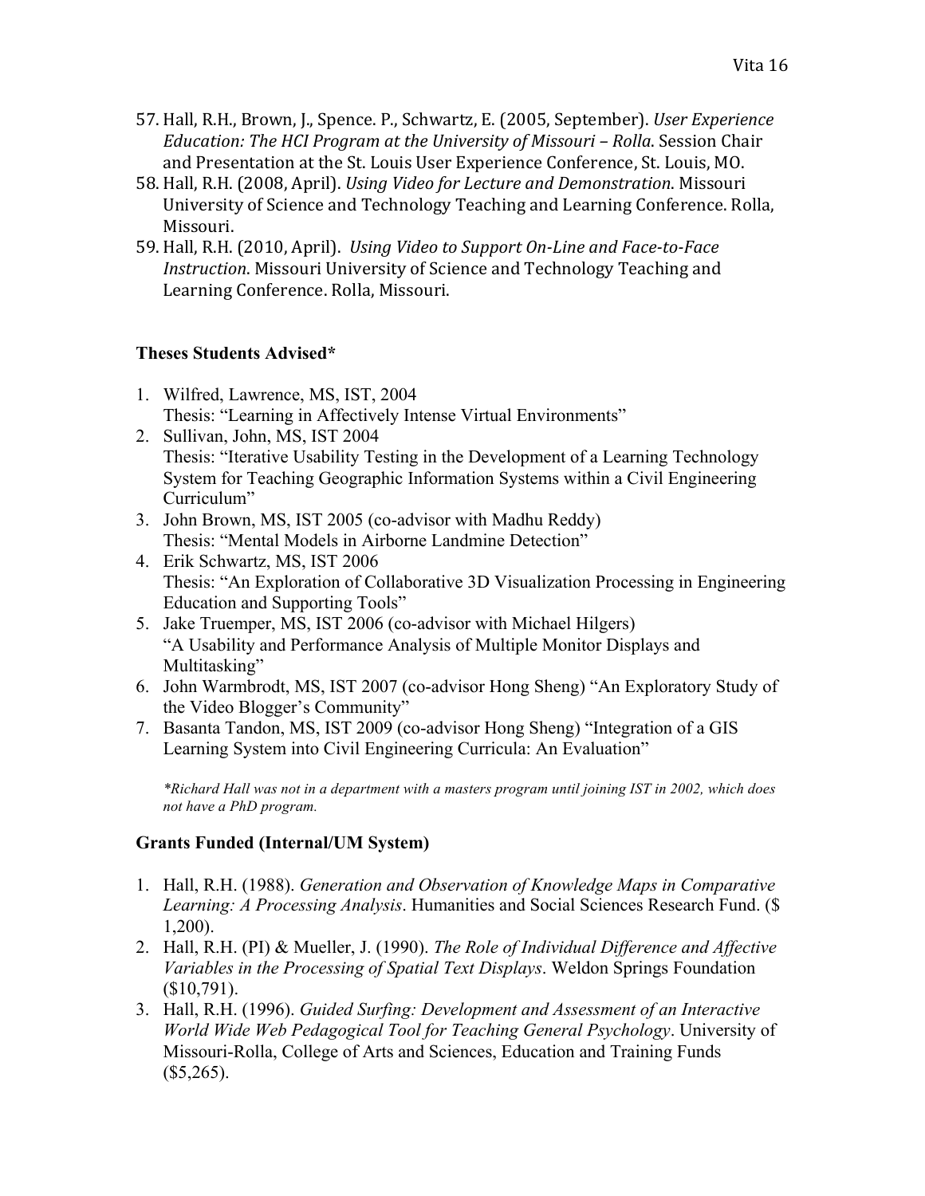57. Hall, R.H., Brown, J., Spence. P., Schwartz, E. (2005, September). *User Experience Education: The HCI Program at the University of Missouri – Rolla*. Session Chair and Presentation at the St. Louis User Experience Conference, St. Louis, MO.
58. Hall, R.H. (2008, April). *Using Video for Lecture and Demonstration*. Missouri University of Science and Technology Teaching and Learning Conference. Rolla, Missouri.
59. Hall, R.H. (2010, April). *Using Video to Support On-Line and Face-to-Face Instruction*. Missouri University of Science and Technology Teaching and Learning Conference. Rolla, Missouri.

### Theses Students Advised*

1. Wilfred, Lawrence, MS, IST, 2004
   Thesis: "Learning in Affectively Intense Virtual Environments"
2. Sullivan, John, MS, IST 2004
   Thesis: "Iterative Usability Testing in the Development of a Learning Technology System for Teaching Geographic Information Systems within a Civil Engineering Curriculum"
3. John Brown, MS, IST 2005 (co-advisor with Madhu Reddy)
   Thesis: "Mental Models in Airborne Landmine Detection"
4. Erik Schwartz, MS, IST 2006
   Thesis: "An Exploration of Collaborative 3D Visualization Processing in Engineering Education and Supporting Tools"
5. Jake Truemper, MS, IST 2006 (co-advisor with Michael Hilgers)
   "A Usability and Performance Analysis of Multiple Monitor Displays and Multitasking"
6. John Warmbrodt, MS, IST 2007 (co-advisor Hong Sheng) "An Exploratory Study of the Video Blogger's Community"
7. Basanta Tandon, MS, IST 2009 (co-advisor Hong Sheng) "Integration of a GIS Learning System into Civil Engineering Curricula: An Evaluation"

*\*Richard Hall was not in a department with a masters program until joining IST in 2002, which does not have a PhD program.*

### Grants Funded (Internal/UM System)

1. Hall, R.H. (1988). *Generation and Observation of Knowledge Maps in Comparative Learning: A Processing Analysis*. Humanities and Social Sciences Research Fund. ($ 1,200).
2. Hall, R.H. (PI) & Mueller, J. (1990). *The Role of Individual Difference and Affective Variables in the Processing of Spatial Text Displays*. Weldon Springs Foundation ($10,791).
3. Hall, R.H. (1996). *Guided Surfing: Development and Assessment of an Interactive World Wide Web Pedagogical Tool for Teaching General Psychology*. University of Missouri-Rolla, College of Arts and Sciences, Education and Training Funds ($5,265).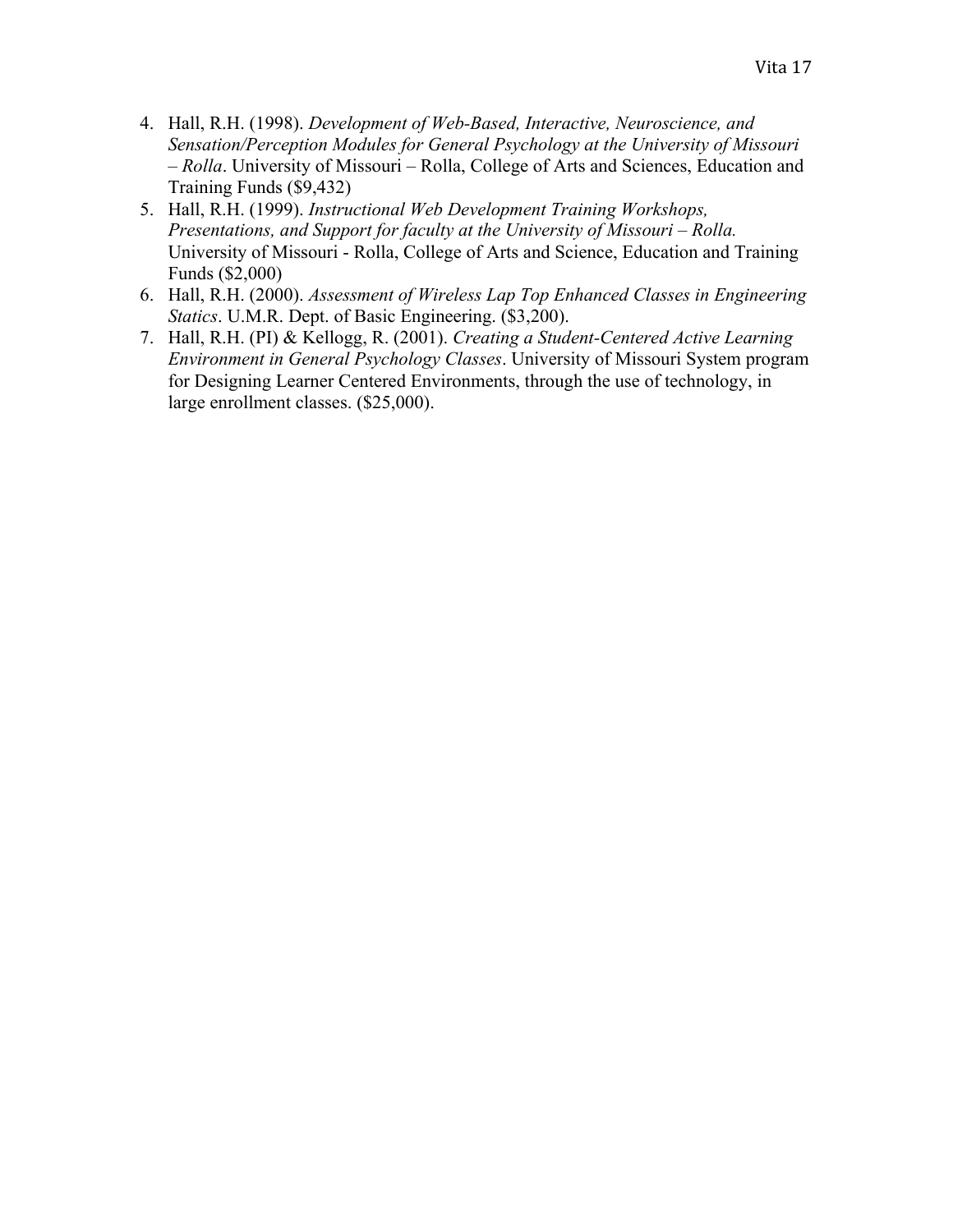4. Hall, R.H. (1998). *Development of Web-Based, Interactive, Neuroscience, and Sensation/Perception Modules for General Psychology at the University of Missouri – Rolla*. University of Missouri – Rolla, College of Arts and Sciences, Education and Training Funds ($9,432)
5. Hall, R.H. (1999). *Instructional Web Development Training Workshops, Presentations, and Support for faculty at the University of Missouri – Rolla.* University of Missouri - Rolla, College of Arts and Science, Education and Training Funds ($2,000)
6. Hall, R.H. (2000). *Assessment of Wireless Lap Top Enhanced Classes in Engineering Statics*. U.M.R. Dept. of Basic Engineering. ($3,200).
7. Hall, R.H. (PI) & Kellogg, R. (2001). *Creating a Student-Centered Active Learning Environment in General Psychology Classes*. University of Missouri System program for Designing Learner Centered Environments, through the use of technology, in large enrollment classes. ($25,000).